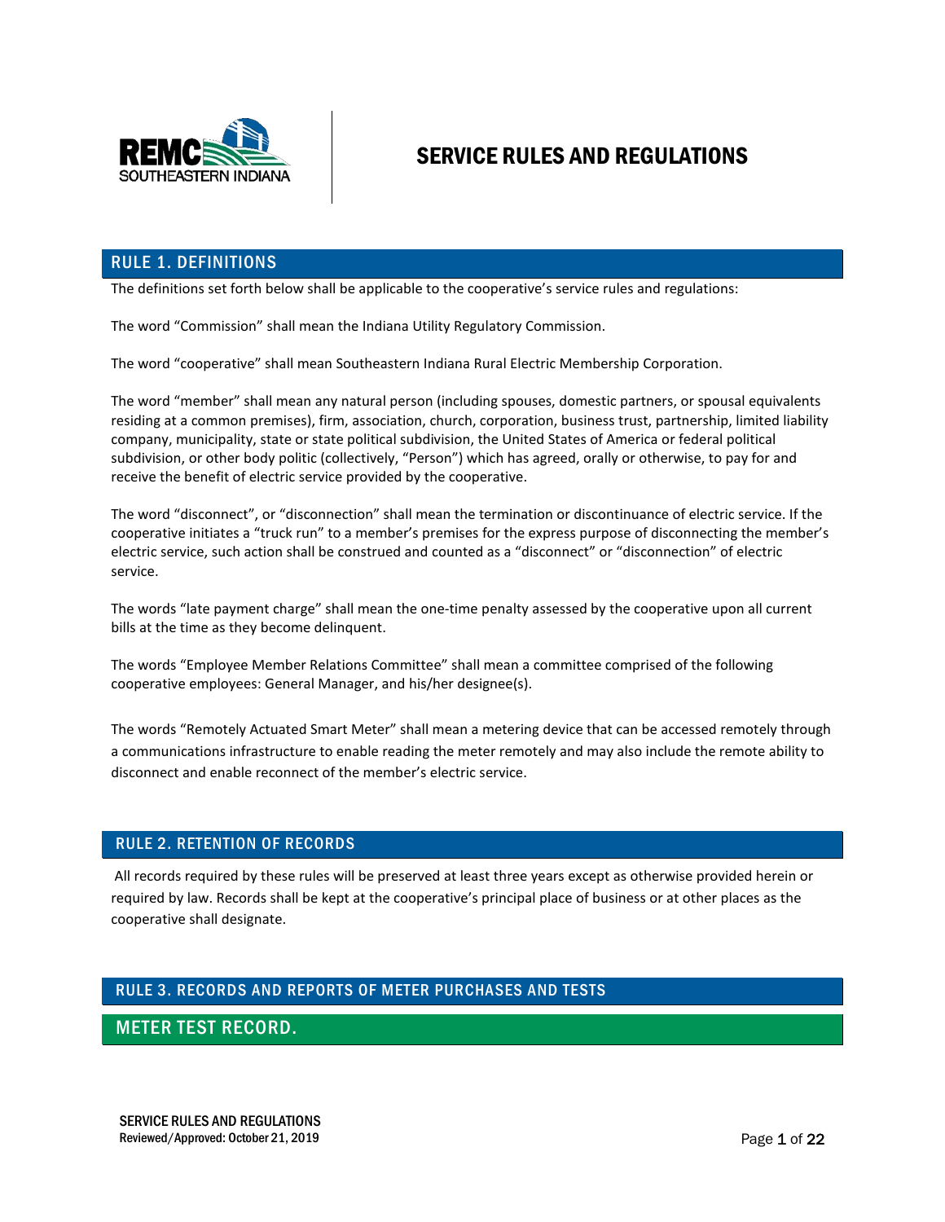# SERVICE RULES AND REGULATIONS

## RULE 1. DEFINITIONS

The definitions set forth below shall be applicable to the cooperative's service rules and regulations:

The word "Commission" shall mean the Indiana Utility Regulatory Commission.

The word "cooperative" shall mean Southeastern Indiana Rural Electric Membership Corporation.

The word "member" shall mean any natural person (including spouses, domestic partners, or spousal equivalents residing at a common premises), firm, association, church, corporation, business trust, partnership, limited liability company, municipality, state or state political subdivision, the United States of America or federal political subdivision, or other body politic (collectively, "Person") which has agreed, orally or otherwise, to pay for and receive the benefit of electric service provided by the cooperative.

The word "disconnect", or "disconnection" shall mean the termination or discontinuance of electric service. If the cooperative initiates a "truck run" to a member's premises for the express purpose of disconnecting the member's electric service, such action shall be construed and counted as a "disconnect" or "disconnection" of electric service.

The words "late payment charge" shall mean the one-time penalty assessed by the cooperative upon all current bills at the time as they become delinquent.

The words "Employee Member Relations Committee" shall mean a committee comprised of the following cooperative employees: General Manager, and his/her designee(s).

The words "Remotely Actuated Smart Meter" shall mean a metering device that can be accessed remotely through a communications infrastructure to enable reading the meter remotely and may also include the remote ability to disconnect and enable reconnect of the member's electric service.

## RULE 2. RETENTION OF RECORDS

All records required by these rules will be preserved at least three years except as otherwise provided herein or required by law. Records shall be kept at the cooperative's principal place of business or at other places as the cooperative shall designate.

## RULE 3. RECORDS AND REPORTS OF METER PURCHASES AND TESTS

### METER TEST RECORD.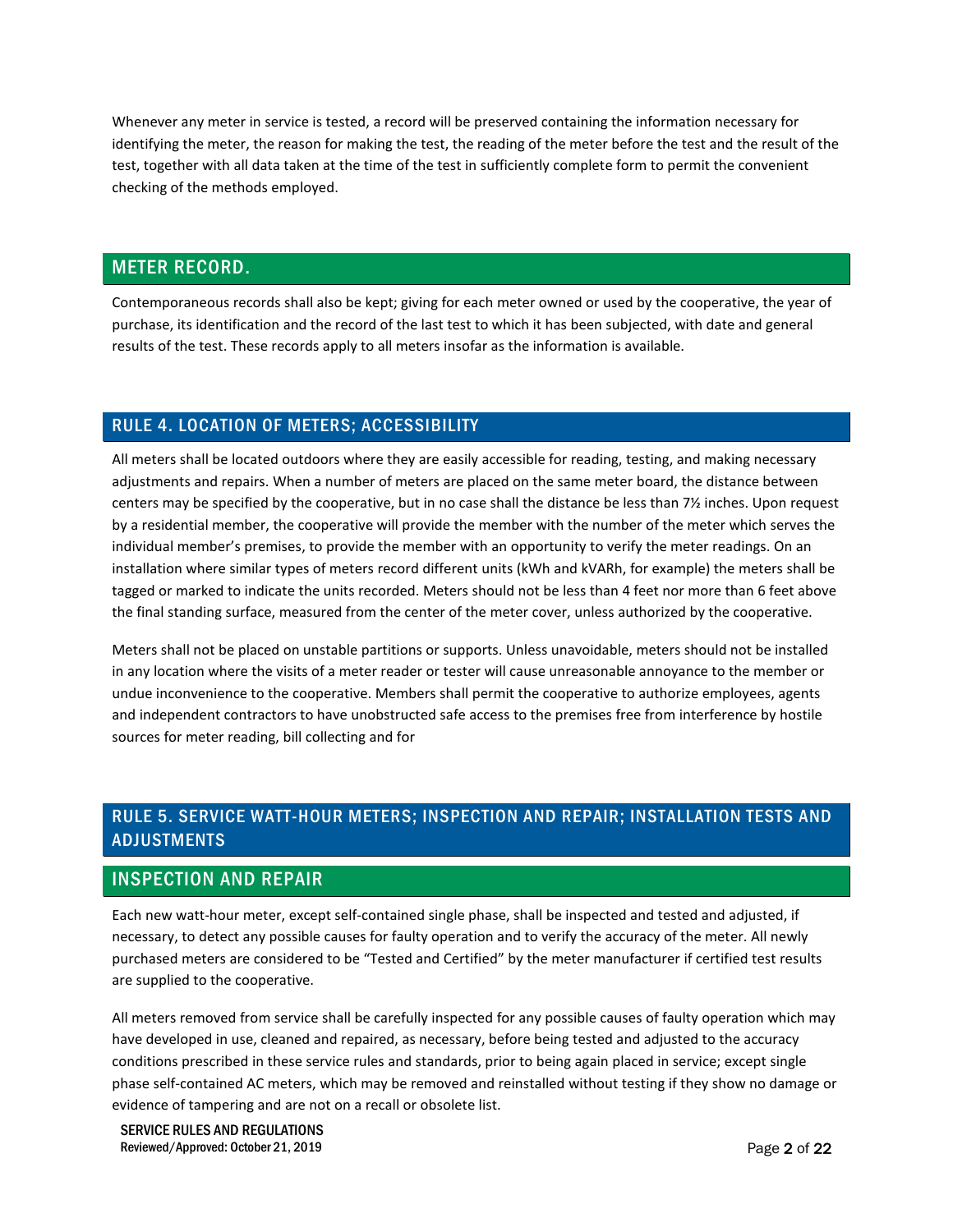Whenever any meter in service is tested, a record will be preserved containing the information necessary for identifying the meter, the reason for making the test, the reading of the meter before the test and the result of the test, together with all data taken at the time of the test in sufficiently complete form to permit the convenient checking of the methods employed.

## METER RECORD.

Contemporaneous records shall also be kept; giving for each meter owned or used by the cooperative, the year of purchase, its identification and the record of the last test to which it has been subjected, with date and general results of the test. These records apply to all meters insofar as the information is available.

## RULE 4. LOCATION OF METERS; ACCESSIBILITY

All meters shall be located outdoors where they are easily accessible for reading, testing, and making necessary adjustments and repairs. When a number of meters are placed on the same meter board, the distance between centers may be specified by the cooperative, but in no case shall the distance be less than 7½ inches. Upon request by a residential member, the cooperative will provide the member with the number of the meter which serves the individual member's premises, to provide the member with an opportunity to verify the meter readings. On an installation where similar types of meters record different units (kWh and kVARh, for example) the meters shall be tagged or marked to indicate the units recorded. Meters should not be less than 4 feet nor more than 6 feet above the final standing surface, measured from the center of the meter cover, unless authorized by the cooperative.

Meters shall not be placed on unstable partitions or supports. Unless unavoidable, meters should not be installed in any location where the visits of a meter reader or tester will cause unreasonable annoyance to the member or undue inconvenience to the cooperative. Members shall permit the cooperative to authorize employees, agents and independent contractors to have unobstructed safe access to the premises free from interference by hostile sources for meter reading, bill collecting and for

## RULE 5. SERVICE WATT-HOUR METERS; INSPECTION AND REPAIR; INSTALLATION TESTS AND ADJUSTMENTS

## INSPECTION AND REPAIR

Each new watt-hour meter, except self-contained single phase, shall be inspected and tested and adjusted, if necessary, to detect any possible causes for faulty operation and to verify the accuracy of the meter. All newly purchased meters are considered to be "Tested and Certified" by the meter manufacturer if certified test results are supplied to the cooperative.

All meters removed from service shall be carefully inspected for any possible causes of faulty operation which may have developed in use, cleaned and repaired, as necessary, before being tested and adjusted to the accuracy conditions prescribed in these service rules and standards, prior to being again placed in service; except single phase self-contained AC meters, which may be removed and reinstalled without testing if they show no damage or evidence of tampering and are not on a recall or obsolete list.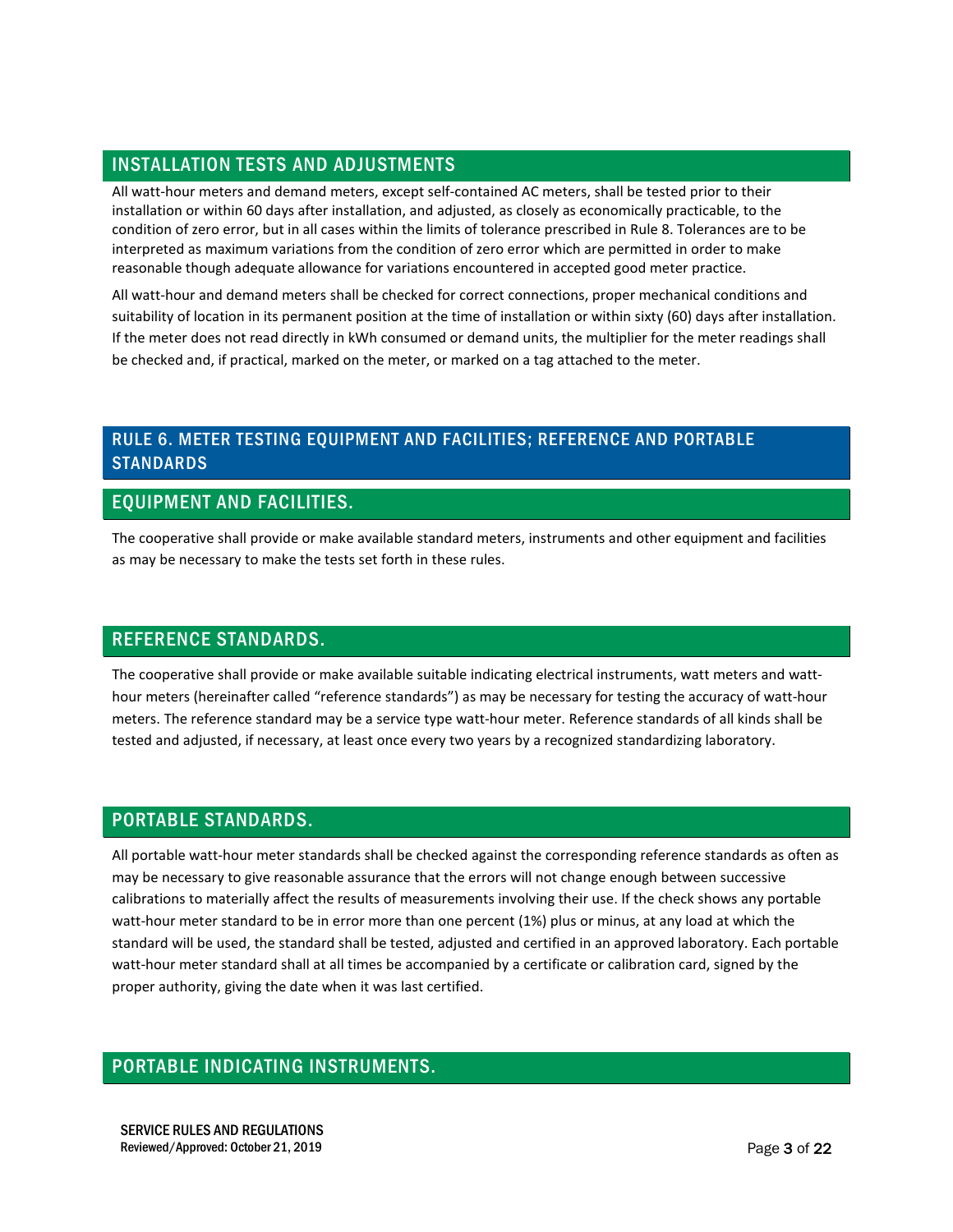## INSTALLATION TESTS AND ADJUSTMENTS

All watt-hour meters and demand meters, except self-contained AC meters, shall be tested prior to their installation or within 60 days after installation, and adjusted, as closely as economically practicable, to the condition of zero error, but in all cases within the limits of tolerance prescribed in Rule 8. Tolerances are to be interpreted as maximum variations from the condition of zero error which are permitted in order to make reasonable though adequate allowance for variations encountered in accepted good meter practice.

All watt-hour and demand meters shall be checked for correct connections, proper mechanical conditions and suitability of location in its permanent position at the time of installation or within sixty (60) days after installation. If the meter does not read directly in kWh consumed or demand units, the multiplier for the meter readings shall be checked and, if practical, marked on the meter, or marked on a tag attached to the meter.

# RULE 6. METER TESTING EQUIPMENT AND FACILITIES; REFERENCE AND PORTABLE STANDARDS

## EQUIPMENT AND FACILITIES.

The cooperative shall provide or make available standard meters, instruments and other equipment and facilities as may be necessary to make the tests set forth in these rules.

## REFERENCE STANDARDS.

The cooperative shall provide or make available suitable indicating electrical instruments, watt meters and watt-hour meters (hereinafter called "reference standards") as may be necessary for testing the accuracy of watt-hour meters. The reference standard may be a service type watt-hour meter. Reference standards of all kinds shall be tested and adjusted, if necessary, at least once every two years by a recognized standardizing laboratory.

## PORTABLE STANDARDS.

All portable watt-hour meter standards shall be checked against the corresponding reference standards as often as may be necessary to give reasonable assurance that the errors will not change enough between successive calibrations to materially affect the results of measurements involving their use. If the check shows any portable watt-hour meter standard to be in error more than one percent (1%) plus or minus, at any load at which the standard will be used, the standard shall be tested, adjusted and certified in an approved laboratory. Each portable watt-hour meter standard shall at all times be accompanied by a certificate or calibration card, signed by the proper authority, giving the date when it was last certified.

## PORTABLE INDICATING INSTRUMENTS.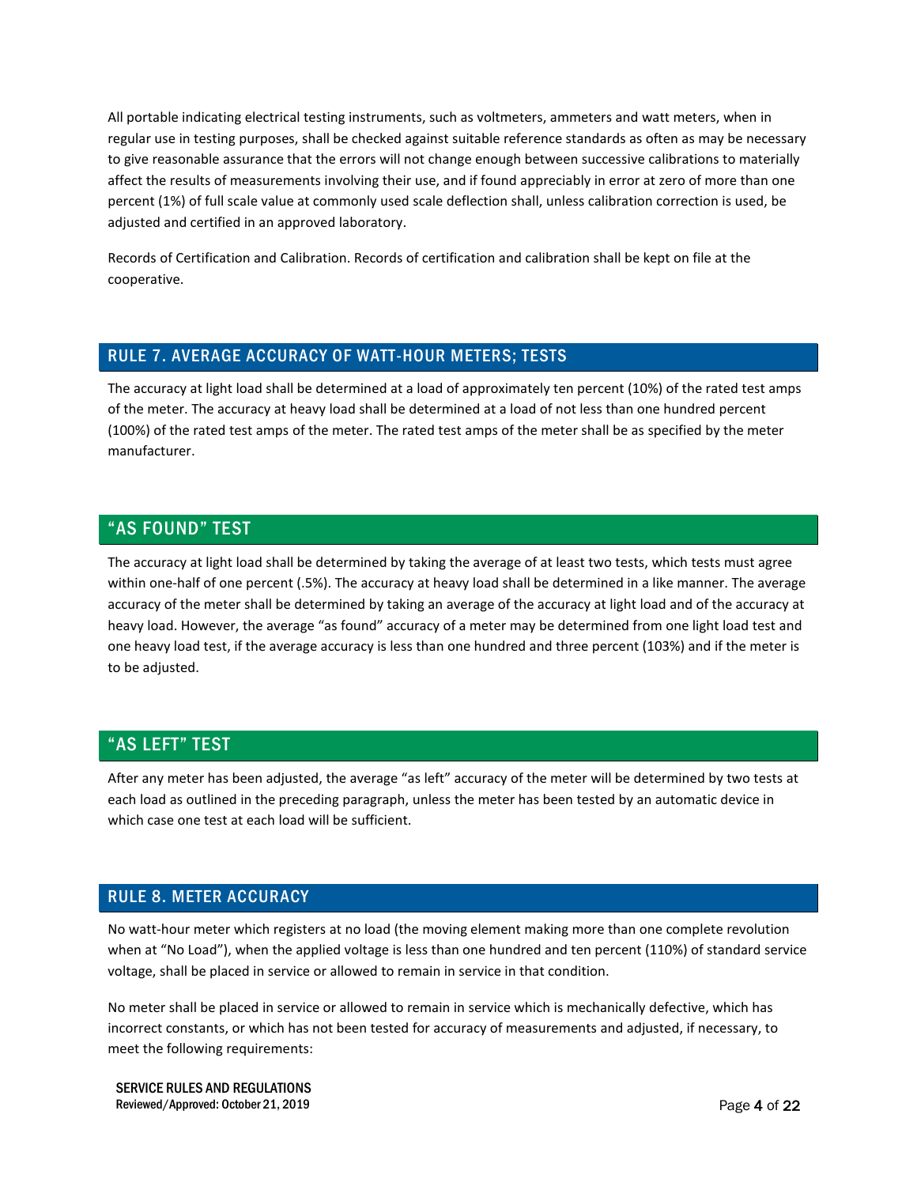All portable indicating electrical testing instruments, such as voltmeters, ammeters and watt meters, when in regular use in testing purposes, shall be checked against suitable reference standards as often as may be necessary to give reasonable assurance that the errors will not change enough between successive calibrations to materially affect the results of measurements involving their use, and if found appreciably in error at zero of more than one percent (1%) of full scale value at commonly used scale deflection shall, unless calibration correction is used, be adjusted and certified in an approved laboratory.

Records of Certification and Calibration. Records of certification and calibration shall be kept on file at the cooperative.

## RULE 7. AVERAGE ACCURACY OF WATT-HOUR METERS; TESTS

The accuracy at light load shall be determined at a load of approximately ten percent (10%) of the rated test amps of the meter. The accuracy at heavy load shall be determined at a load of not less than one hundred percent (100%) of the rated test amps of the meter. The rated test amps of the meter shall be as specified by the meter manufacturer.

### "AS FOUND" TEST

The accuracy at light load shall be determined by taking the average of at least two tests, which tests must agree within one-half of one percent (.5%). The accuracy at heavy load shall be determined in a like manner. The average accuracy of the meter shall be determined by taking an average of the accuracy at light load and of the accuracy at heavy load. However, the average "as found" accuracy of a meter may be determined from one light load test and one heavy load test, if the average accuracy is less than one hundred and three percent (103%) and if the meter is to be adjusted.

### "AS LEFT" TEST

After any meter has been adjusted, the average "as left" accuracy of the meter will be determined by two tests at each load as outlined in the preceding paragraph, unless the meter has been tested by an automatic device in which case one test at each load will be sufficient.

## RULE 8. METER ACCURACY

No watt-hour meter which registers at no load (the moving element making more than one complete revolution when at "No Load"), when the applied voltage is less than one hundred and ten percent (110%) of standard service voltage, shall be placed in service or allowed to remain in service in that condition.

No meter shall be placed in service or allowed to remain in service which is mechanically defective, which has incorrect constants, or which has not been tested for accuracy of measurements and adjusted, if necessary, to meet the following requirements: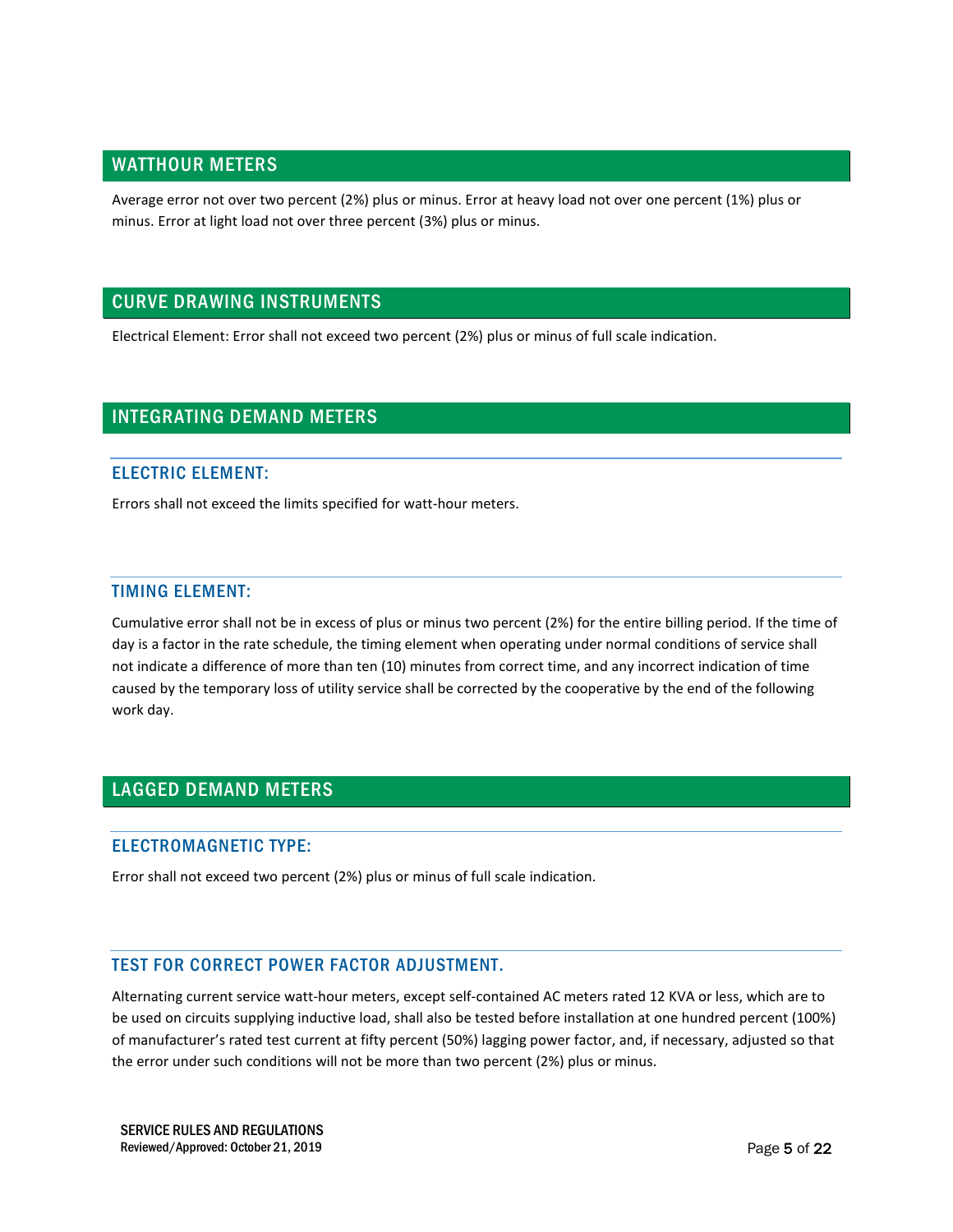## WATTHOUR METERS

Average error not over two percent (2%) plus or minus. Error at heavy load not over one percent (1%) plus or minus. Error at light load not over three percent (3%) plus or minus.

## CURVE DRAWING INSTRUMENTS

Electrical Element: Error shall not exceed two percent (2%) plus or minus of full scale indication.

## INTEGRATING DEMAND METERS

### ELECTRIC ELEMENT:

Errors shall not exceed the limits specified for watt-hour meters.

### TIMING ELEMENT:

Cumulative error shall not be in excess of plus or minus two percent (2%) for the entire billing period. If the time of day is a factor in the rate schedule, the timing element when operating under normal conditions of service shall not indicate a difference of more than ten (10) minutes from correct time, and any incorrect indication of time caused by the temporary loss of utility service shall be corrected by the cooperative by the end of the following work day.

## LAGGED DEMAND METERS

### ELECTROMAGNETIC TYPE:

Error shall not exceed two percent (2%) plus or minus of full scale indication.

### TEST FOR CORRECT POWER FACTOR ADJUSTMENT.

Alternating current service watt-hour meters, except self-contained AC meters rated 12 KVA or less, which are to be used on circuits supplying inductive load, shall also be tested before installation at one hundred percent (100%) of manufacturer's rated test current at fifty percent (50%) lagging power factor, and, if necessary, adjusted so that the error under such conditions will not be more than two percent (2%) plus or minus.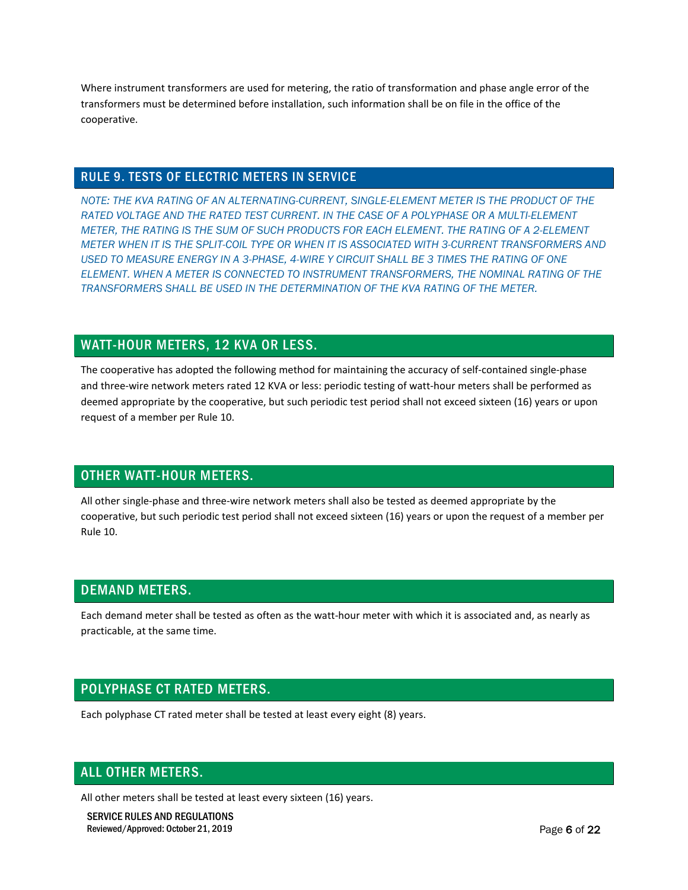Where instrument transformers are used for metering, the ratio of transformation and phase angle error of the transformers must be determined before installation, such information shall be on file in the office of the cooperative.

## RULE 9. TESTS OF ELECTRIC METERS IN SERVICE

*NOTE: THE KVA RATING OF AN ALTERNATING-CURRENT, SINGLE-ELEMENT METER IS THE PRODUCT OF THE RATED VOLTAGE AND THE RATED TEST CURRENT. IN THE CASE OF A POLYPHASE OR A MULTI-ELEMENT METER, THE RATING IS THE SUM OF SUCH PRODUCTS FOR EACH ELEMENT. THE RATING OF A 2-ELEMENT METER WHEN IT IS THE SPLIT-COIL TYPE OR WHEN IT IS ASSOCIATED WITH 3-CURRENT TRANSFORMERS AND USED TO MEASURE ENERGY IN A 3-PHASE, 4-WIRE Y CIRCUIT SHALL BE 3 TIMES THE RATING OF ONE ELEMENT. WHEN A METER IS CONNECTED TO INSTRUMENT TRANSFORMERS, THE NOMINAL RATING OF THE TRANSFORMERS SHALL BE USED IN THE DETERMINATION OF THE KVA RATING OF THE METER.*

### WATT-HOUR METERS, 12 KVA OR LESS.

The cooperative has adopted the following method for maintaining the accuracy of self-contained single-phase and three-wire network meters rated 12 KVA or less: periodic testing of watt-hour meters shall be performed as deemed appropriate by the cooperative, but such periodic test period shall not exceed sixteen (16) years or upon request of a member per Rule 10.

### OTHER WATT-HOUR METERS.

All other single-phase and three-wire network meters shall also be tested as deemed appropriate by the cooperative, but such periodic test period shall not exceed sixteen (16) years or upon the request of a member per Rule 10.

### DEMAND METERS.

Each demand meter shall be tested as often as the watt-hour meter with which it is associated and, as nearly as practicable, at the same time.

### POLYPHASE CT RATED METERS.

Each polyphase CT rated meter shall be tested at least every eight (8) years.

### ALL OTHER METERS.

All other meters shall be tested at least every sixteen (16) years.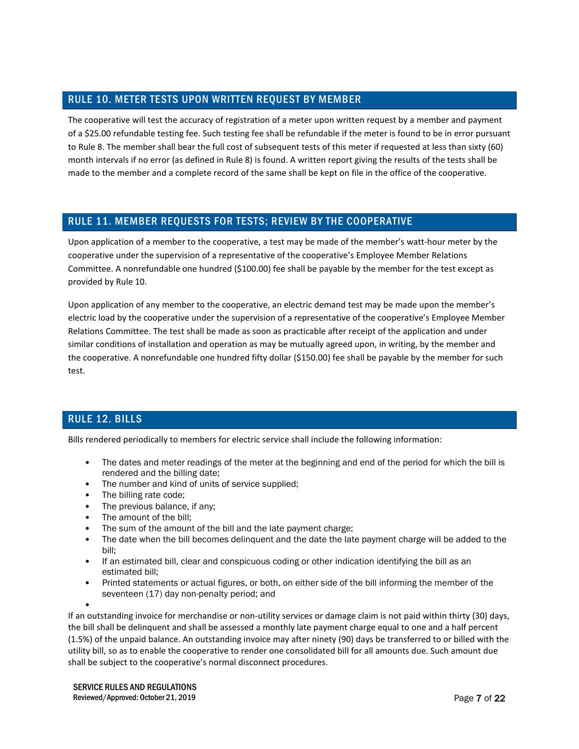## RULE 10. METER TESTS UPON WRITTEN REQUEST BY MEMBER

The cooperative will test the accuracy of registration of a meter upon written request by a member and payment of a $25.00 refundable testing fee. Such testing fee shall be refundable if the meter is found to be in error pursuant to Rule 8. The member shall bear the full cost of subsequent tests of this meter if requested at less than sixty (60) month intervals if no error (as defined in Rule 8) is found. A written report giving the results of the tests shall be made to the member and a complete record of the same shall be kept on file in the office of the cooperative.

## RULE 11. MEMBER REQUESTS FOR TESTS; REVIEW BY THE COOPERATIVE

Upon application of a member to the cooperative, a test may be made of the member's watt-hour meter by the cooperative under the supervision of a representative of the cooperative's Employee Member Relations Committee. A nonrefundable one hundred ($100.00) fee shall be payable by the member for the test except as provided by Rule 10.

Upon application of any member to the cooperative, an electric demand test may be made upon the member's electric load by the cooperative under the supervision of a representative of the cooperative's Employee Member Relations Committee. The test shall be made as soon as practicable after receipt of the application and under similar conditions of installation and operation as may be mutually agreed upon, in writing, by the member and the cooperative. A nonrefundable one hundred fifty dollar ($150.00) fee shall be payable by the member for such test.

## RULE 12. BILLS

Bills rendered periodically to members for electric service shall include the following information:

- The dates and meter readings of the meter at the beginning and end of the period for which the bill is rendered and the billing date;
- The number and kind of units of service supplied;
- The billing rate code;
- The previous balance, if any;
- The amount of the bill;
- The sum of the amount of the bill and the late payment charge;
- The date when the bill becomes delinquent and the date the late payment charge will be added to the bill;
- If an estimated bill, clear and conspicuous coding or other indication identifying the bill as an estimated bill;
- Printed statements or actual figures, or both, on either side of the bill informing the member of the seventeen (17) day non-penalty period; and
-

If an outstanding invoice for merchandise or non-utility services or damage claim is not paid within thirty (30) days, the bill shall be delinquent and shall be assessed a monthly late payment charge equal to one and a half percent (1.5%) of the unpaid balance. An outstanding invoice may after ninety (90) days be transferred to or billed with the utility bill, so as to enable the cooperative to render one consolidated bill for all amounts due. Such amount due shall be subject to the cooperative's normal disconnect procedures.

SERVICE RULES AND REGULATIONS
Reviewed/Approved: October 21, 2019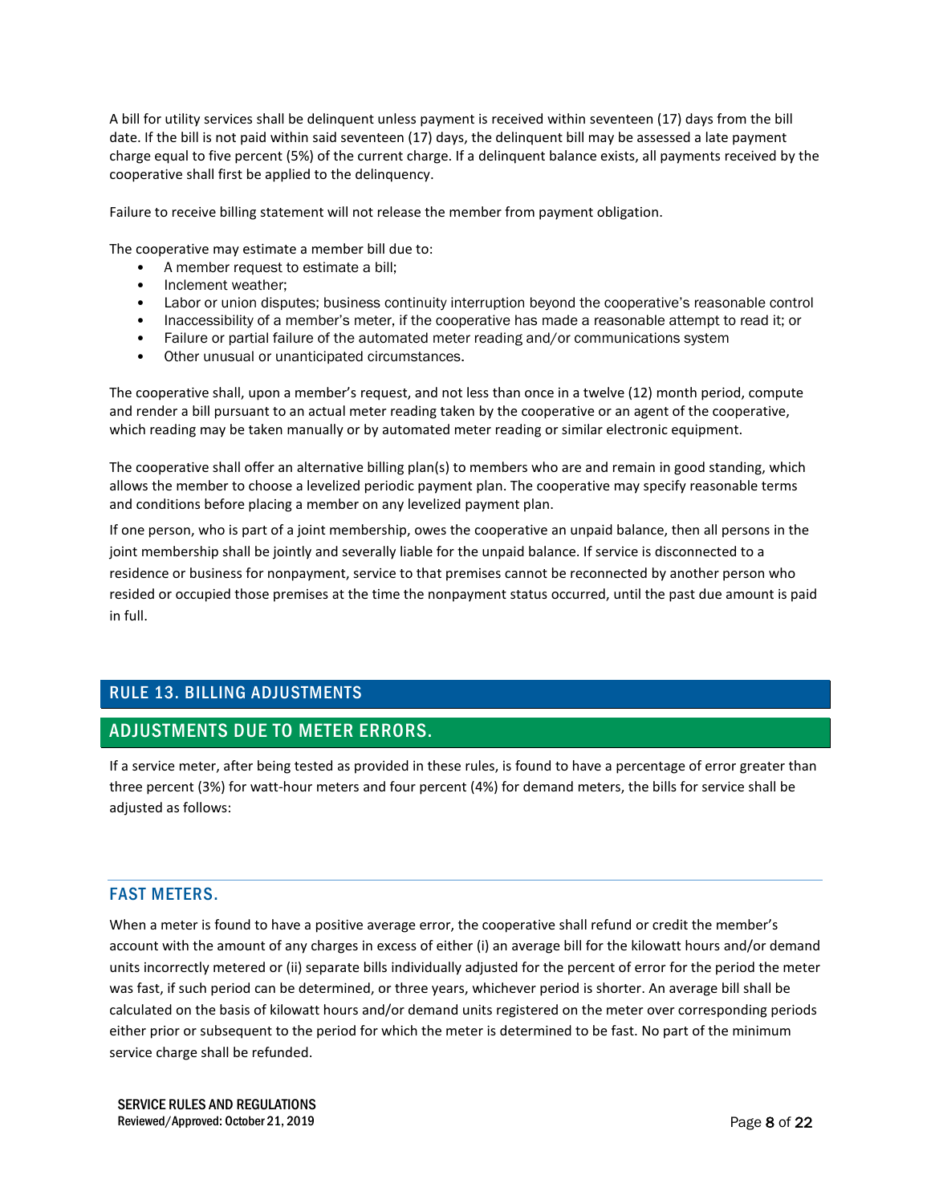A bill for utility services shall be delinquent unless payment is received within seventeen (17) days from the bill date. If the bill is not paid within said seventeen (17) days, the delinquent bill may be assessed a late payment charge equal to five percent (5%) of the current charge. If a delinquent balance exists, all payments received by the cooperative shall first be applied to the delinquency.

Failure to receive billing statement will not release the member from payment obligation.

The cooperative may estimate a member bill due to:

- A member request to estimate a bill;
- Inclement weather;
- Labor or union disputes; business continuity interruption beyond the cooperative's reasonable control
- Inaccessibility of a member's meter, if the cooperative has made a reasonable attempt to read it; or
- Failure or partial failure of the automated meter reading and/or communications system
- Other unusual or unanticipated circumstances.

The cooperative shall, upon a member's request, and not less than once in a twelve (12) month period, compute and render a bill pursuant to an actual meter reading taken by the cooperative or an agent of the cooperative, which reading may be taken manually or by automated meter reading or similar electronic equipment.

The cooperative shall offer an alternative billing plan(s) to members who are and remain in good standing, which allows the member to choose a levelized periodic payment plan. The cooperative may specify reasonable terms and conditions before placing a member on any levelized payment plan.

If one person, who is part of a joint membership, owes the cooperative an unpaid balance, then all persons in the joint membership shall be jointly and severally liable for the unpaid balance. If service is disconnected to a residence or business for nonpayment, service to that premises cannot be reconnected by another person who resided or occupied those premises at the time the nonpayment status occurred, until the past due amount is paid in full.

## RULE 13. BILLING ADJUSTMENTS

## ADJUSTMENTS DUE TO METER ERRORS.

If a service meter, after being tested as provided in these rules, is found to have a percentage of error greater than three percent (3%) for watt-hour meters and four percent (4%) for demand meters, the bills for service shall be adjusted as follows:

### FAST METERS.

When a meter is found to have a positive average error, the cooperative shall refund or credit the member's account with the amount of any charges in excess of either (i) an average bill for the kilowatt hours and/or demand units incorrectly metered or (ii) separate bills individually adjusted for the percent of error for the period the meter was fast, if such period can be determined, or three years, whichever period is shorter. An average bill shall be calculated on the basis of kilowatt hours and/or demand units registered on the meter over corresponding periods either prior or subsequent to the period for which the meter is determined to be fast. No part of the minimum service charge shall be refunded.

SERVICE RULES AND REGULATIONS
Reviewed/Approved: October 21, 2019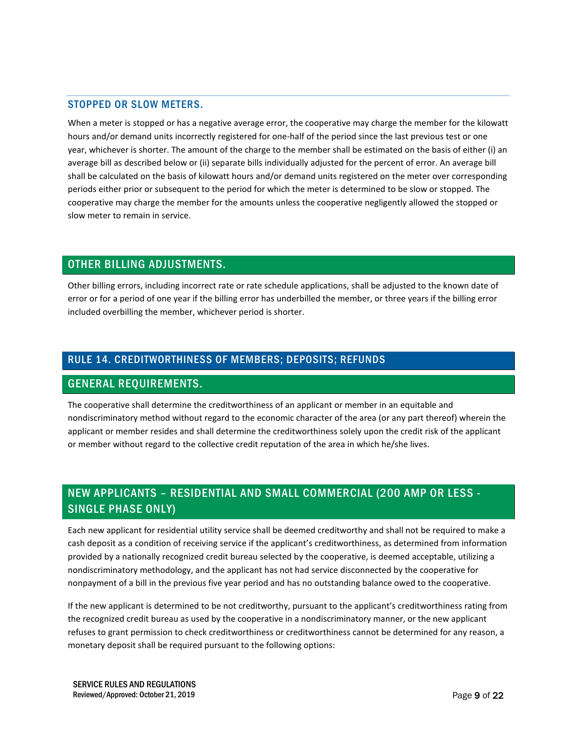### STOPPED OR SLOW METERS.

When a meter is stopped or has a negative average error, the cooperative may charge the member for the kilowatt hours and/or demand units incorrectly registered for one-half of the period since the last previous test or one year, whichever is shorter. The amount of the charge to the member shall be estimated on the basis of either (i) an average bill as described below or (ii) separate bills individually adjusted for the percent of error. An average bill shall be calculated on the basis of kilowatt hours and/or demand units registered on the meter over corresponding periods either prior or subsequent to the period for which the meter is determined to be slow or stopped. The cooperative may charge the member for the amounts unless the cooperative negligently allowed the stopped or slow meter to remain in service.

### OTHER BILLING ADJUSTMENTS.

Other billing errors, including incorrect rate or rate schedule applications, shall be adjusted to the known date of error or for a period of one year if the billing error has underbilled the member, or three years if the billing error included overbilling the member, whichever period is shorter.

## RULE 14. CREDITWORTHINESS OF MEMBERS; DEPOSITS; REFUNDS

### GENERAL REQUIREMENTS.

The cooperative shall determine the creditworthiness of an applicant or member in an equitable and nondiscriminatory method without regard to the economic character of the area (or any part thereof) wherein the applicant or member resides and shall determine the creditworthiness solely upon the credit risk of the applicant or member without regard to the collective credit reputation of the area in which he/she lives.

### NEW APPLICANTS – RESIDENTIAL AND SMALL COMMERCIAL (200 AMP OR LESS - SINGLE PHASE ONLY)

Each new applicant for residential utility service shall be deemed creditworthy and shall not be required to make a cash deposit as a condition of receiving service if the applicant's creditworthiness, as determined from information provided by a nationally recognized credit bureau selected by the cooperative, is deemed acceptable, utilizing a nondiscriminatory methodology, and the applicant has not had service disconnected by the cooperative for nonpayment of a bill in the previous five year period and has no outstanding balance owed to the cooperative.

If the new applicant is determined to be not creditworthy, pursuant to the applicant's creditworthiness rating from the recognized credit bureau as used by the cooperative in a nondiscriminatory manner, or the new applicant refuses to grant permission to check creditworthiness or creditworthiness cannot be determined for any reason, a monetary deposit shall be required pursuant to the following options: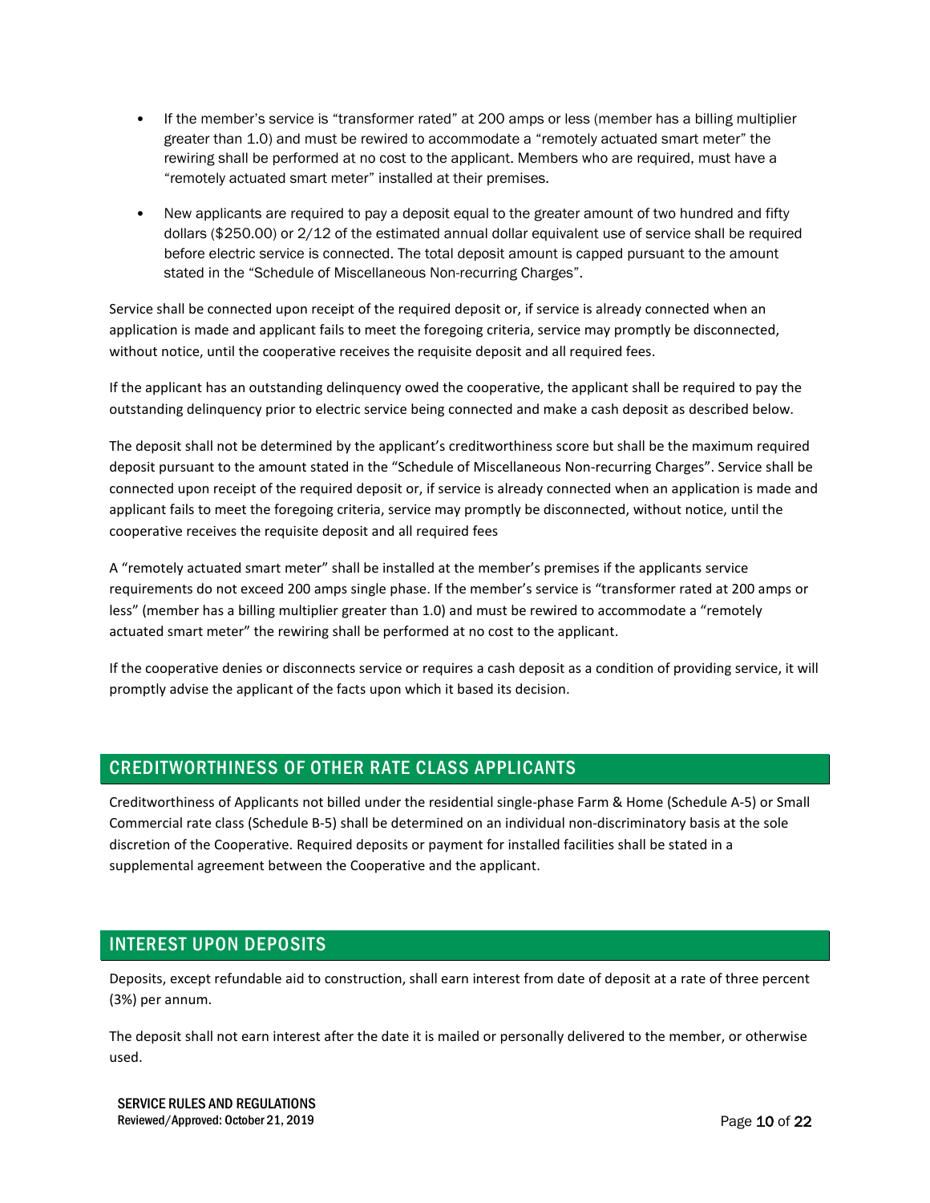- If the member's service is "transformer rated" at 200 amps or less (member has a billing multiplier greater than 1.0) and must be rewired to accommodate a "remotely actuated smart meter" the rewiring shall be performed at no cost to the applicant. Members who are required, must have a "remotely actuated smart meter" installed at their premises.

- New applicants are required to pay a deposit equal to the greater amount of two hundred and fifty dollars ($250.00) or 2/12 of the estimated annual dollar equivalent use of service shall be required before electric service is connected. The total deposit amount is capped pursuant to the amount stated in the "Schedule of Miscellaneous Non-recurring Charges".

Service shall be connected upon receipt of the required deposit or, if service is already connected when an application is made and applicant fails to meet the foregoing criteria, service may promptly be disconnected, without notice, until the cooperative receives the requisite deposit and all required fees.

If the applicant has an outstanding delinquency owed the cooperative, the applicant shall be required to pay the outstanding delinquency prior to electric service being connected and make a cash deposit as described below.

The deposit shall not be determined by the applicant's creditworthiness score but shall be the maximum required deposit pursuant to the amount stated in the "Schedule of Miscellaneous Non-recurring Charges". Service shall be connected upon receipt of the required deposit or, if service is already connected when an application is made and applicant fails to meet the foregoing criteria, service may promptly be disconnected, without notice, until the cooperative receives the requisite deposit and all required fees

A "remotely actuated smart meter" shall be installed at the member's premises if the applicants service requirements do not exceed 200 amps single phase. If the member's service is "transformer rated at 200 amps or less" (member has a billing multiplier greater than 1.0) and must be rewired to accommodate a "remotely actuated smart meter" the rewiring shall be performed at no cost to the applicant.

If the cooperative denies or disconnects service or requires a cash deposit as a condition of providing service, it will promptly advise the applicant of the facts upon which it based its decision.

## CREDITWORTHINESS OF OTHER RATE CLASS APPLICANTS

Creditworthiness of Applicants not billed under the residential single-phase Farm & Home (Schedule A-5) or Small Commercial rate class (Schedule B-5) shall be determined on an individual non-discriminatory basis at the sole discretion of the Cooperative. Required deposits or payment for installed facilities shall be stated in a supplemental agreement between the Cooperative and the applicant.

## INTEREST UPON DEPOSITS

Deposits, except refundable aid to construction, shall earn interest from date of deposit at a rate of three percent (3%) per annum.

The deposit shall not earn interest after the date it is mailed or personally delivered to the member, or otherwise used.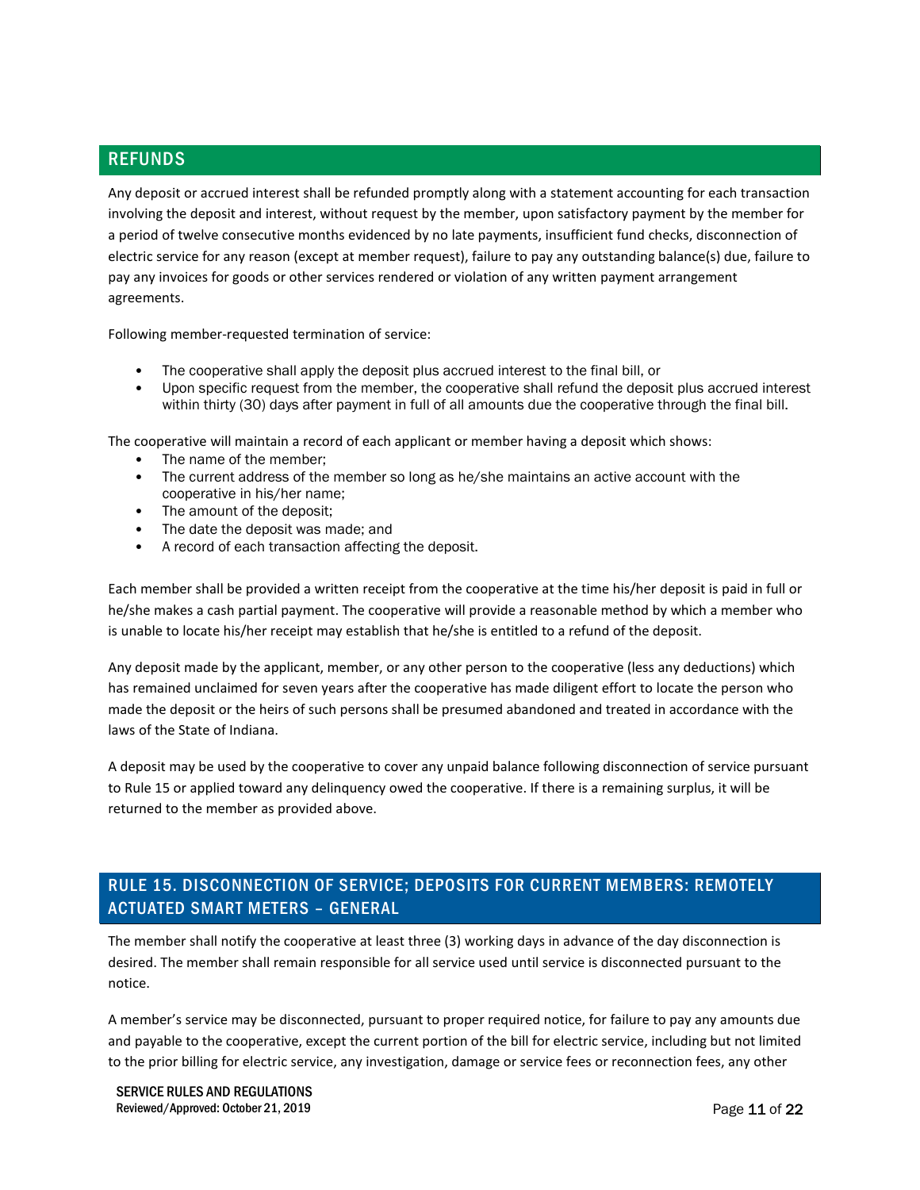## REFUNDS

Any deposit or accrued interest shall be refunded promptly along with a statement accounting for each transaction involving the deposit and interest, without request by the member, upon satisfactory payment by the member for a period of twelve consecutive months evidenced by no late payments, insufficient fund checks, disconnection of electric service for any reason (except at member request), failure to pay any outstanding balance(s) due, failure to pay any invoices for goods or other services rendered or violation of any written payment arrangement agreements.

Following member-requested termination of service:

- The cooperative shall apply the deposit plus accrued interest to the final bill, or
- Upon specific request from the member, the cooperative shall refund the deposit plus accrued interest within thirty (30) days after payment in full of all amounts due the cooperative through the final bill.

The cooperative will maintain a record of each applicant or member having a deposit which shows:

- The name of the member;
- The current address of the member so long as he/she maintains an active account with the cooperative in his/her name;
- The amount of the deposit;
- The date the deposit was made; and
- A record of each transaction affecting the deposit.

Each member shall be provided a written receipt from the cooperative at the time his/her deposit is paid in full or he/she makes a cash partial payment. The cooperative will provide a reasonable method by which a member who is unable to locate his/her receipt may establish that he/she is entitled to a refund of the deposit.

Any deposit made by the applicant, member, or any other person to the cooperative (less any deductions) which has remained unclaimed for seven years after the cooperative has made diligent effort to locate the person who made the deposit or the heirs of such persons shall be presumed abandoned and treated in accordance with the laws of the State of Indiana.

A deposit may be used by the cooperative to cover any unpaid balance following disconnection of service pursuant to Rule 15 or applied toward any delinquency owed the cooperative. If there is a remaining surplus, it will be returned to the member as provided above.

## RULE 15. DISCONNECTION OF SERVICE; DEPOSITS FOR CURRENT MEMBERS: REMOTELY ACTUATED SMART METERS – GENERAL

The member shall notify the cooperative at least three (3) working days in advance of the day disconnection is desired. The member shall remain responsible for all service used until service is disconnected pursuant to the notice.

A member's service may be disconnected, pursuant to proper required notice, for failure to pay any amounts due and payable to the cooperative, except the current portion of the bill for electric service, including but not limited to the prior billing for electric service, any investigation, damage or service fees or reconnection fees, any other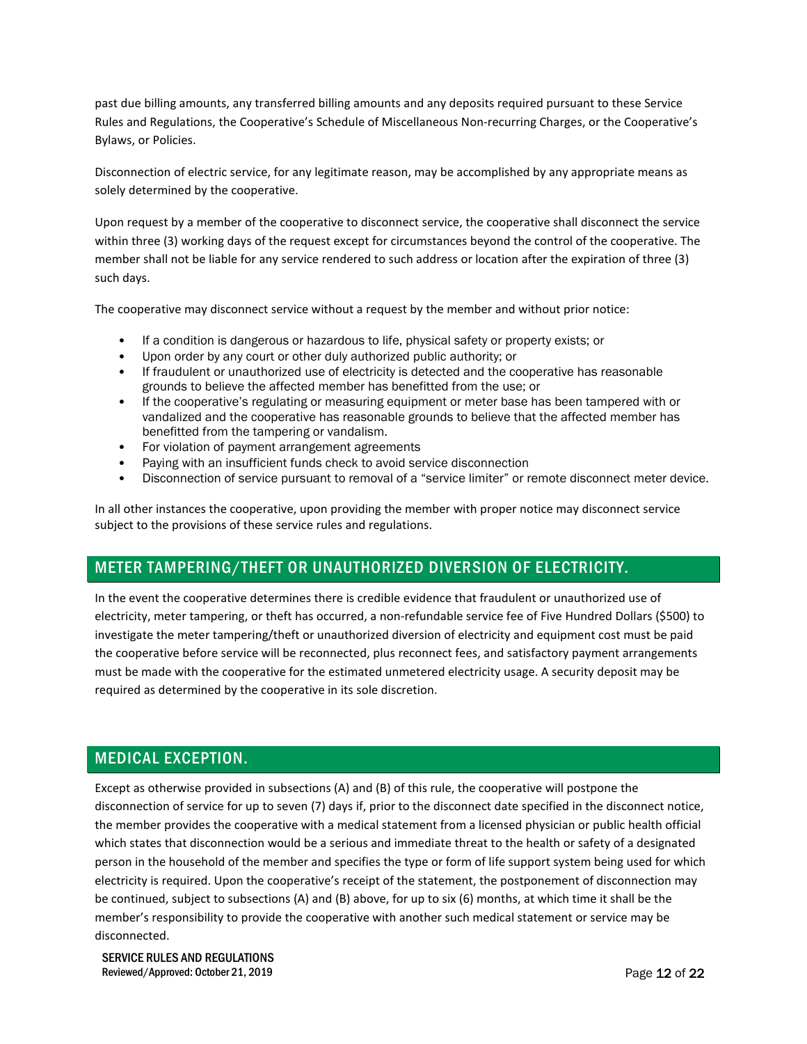past due billing amounts, any transferred billing amounts and any deposits required pursuant to these Service Rules and Regulations, the Cooperative's Schedule of Miscellaneous Non-recurring Charges, or the Cooperative's Bylaws, or Policies.

Disconnection of electric service, for any legitimate reason, may be accomplished by any appropriate means as solely determined by the cooperative.

Upon request by a member of the cooperative to disconnect service, the cooperative shall disconnect the service within three (3) working days of the request except for circumstances beyond the control of the cooperative. The member shall not be liable for any service rendered to such address or location after the expiration of three (3) such days.

The cooperative may disconnect service without a request by the member and without prior notice:

- If a condition is dangerous or hazardous to life, physical safety or property exists; or
- Upon order by any court or other duly authorized public authority; or
- If fraudulent or unauthorized use of electricity is detected and the cooperative has reasonable grounds to believe the affected member has benefitted from the use; or
- If the cooperative's regulating or measuring equipment or meter base has been tampered with or vandalized and the cooperative has reasonable grounds to believe that the affected member has benefitted from the tampering or vandalism.
- For violation of payment arrangement agreements
- Paying with an insufficient funds check to avoid service disconnection
- Disconnection of service pursuant to removal of a "service limiter" or remote disconnect meter device.

In all other instances the cooperative, upon providing the member with proper notice may disconnect service subject to the provisions of these service rules and regulations.

## METER TAMPERING/THEFT OR UNAUTHORIZED DIVERSION OF ELECTRICITY.

In the event the cooperative determines there is credible evidence that fraudulent or unauthorized use of electricity, meter tampering, or theft has occurred, a non-refundable service fee of Five Hundred Dollars ($500) to investigate the meter tampering/theft or unauthorized diversion of electricity and equipment cost must be paid the cooperative before service will be reconnected, plus reconnect fees, and satisfactory payment arrangements must be made with the cooperative for the estimated unmetered electricity usage. A security deposit may be required as determined by the cooperative in its sole discretion.

## MEDICAL EXCEPTION.

Except as otherwise provided in subsections (A) and (B) of this rule, the cooperative will postpone the disconnection of service for up to seven (7) days if, prior to the disconnect date specified in the disconnect notice, the member provides the cooperative with a medical statement from a licensed physician or public health official which states that disconnection would be a serious and immediate threat to the health or safety of a designated person in the household of the member and specifies the type or form of life support system being used for which electricity is required. Upon the cooperative's receipt of the statement, the postponement of disconnection may be continued, subject to subsections (A) and (B) above, for up to six (6) months, at which time it shall be the member's responsibility to provide the cooperative with another such medical statement or service may be disconnected.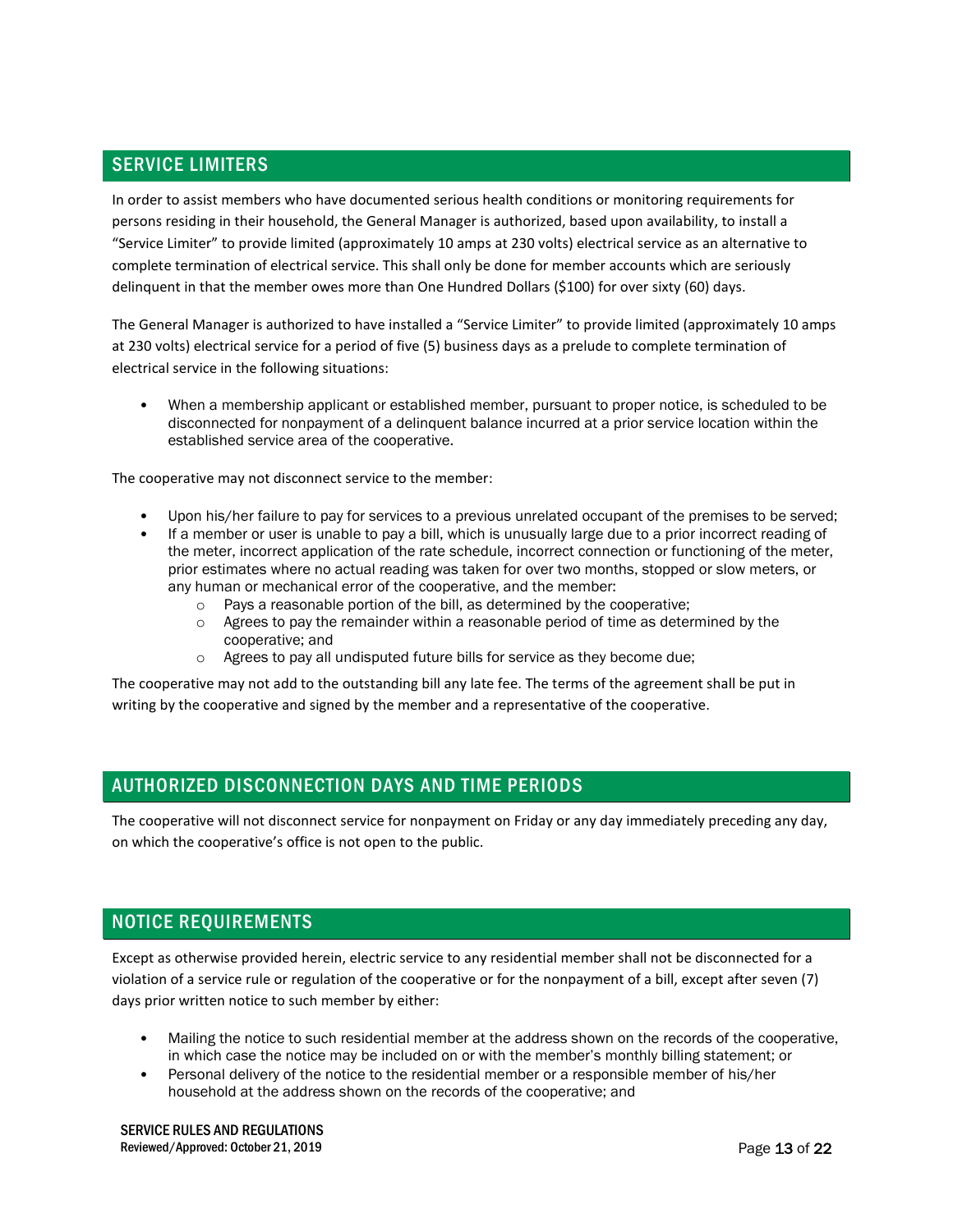## SERVICE LIMITERS

In order to assist members who have documented serious health conditions or monitoring requirements for persons residing in their household, the General Manager is authorized, based upon availability, to install a "Service Limiter" to provide limited (approximately 10 amps at 230 volts) electrical service as an alternative to complete termination of electrical service. This shall only be done for member accounts which are seriously delinquent in that the member owes more than One Hundred Dollars ($100) for over sixty (60) days.

The General Manager is authorized to have installed a "Service Limiter" to provide limited (approximately 10 amps at 230 volts) electrical service for a period of five (5) business days as a prelude to complete termination of electrical service in the following situations:

- When a membership applicant or established member, pursuant to proper notice, is scheduled to be disconnected for nonpayment of a delinquent balance incurred at a prior service location within the established service area of the cooperative.

The cooperative may not disconnect service to the member:

- Upon his/her failure to pay for services to a previous unrelated occupant of the premises to be served;
- If a member or user is unable to pay a bill, which is unusually large due to a prior incorrect reading of the meter, incorrect application of the rate schedule, incorrect connection or functioning of the meter, prior estimates where no actual reading was taken for over two months, stopped or slow meters, or any human or mechanical error of the cooperative, and the member:
  - Pays a reasonable portion of the bill, as determined by the cooperative;
  - Agrees to pay the remainder within a reasonable period of time as determined by the cooperative; and
  - Agrees to pay all undisputed future bills for service as they become due;

The cooperative may not add to the outstanding bill any late fee. The terms of the agreement shall be put in writing by the cooperative and signed by the member and a representative of the cooperative.

## AUTHORIZED DISCONNECTION DAYS AND TIME PERIODS

The cooperative will not disconnect service for nonpayment on Friday or any day immediately preceding any day, on which the cooperative's office is not open to the public.

## NOTICE REQUIREMENTS

Except as otherwise provided herein, electric service to any residential member shall not be disconnected for a violation of a service rule or regulation of the cooperative or for the nonpayment of a bill, except after seven (7) days prior written notice to such member by either:

- Mailing the notice to such residential member at the address shown on the records of the cooperative, in which case the notice may be included on or with the member's monthly billing statement; or
- Personal delivery of the notice to the residential member or a responsible member of his/her household at the address shown on the records of the cooperative; and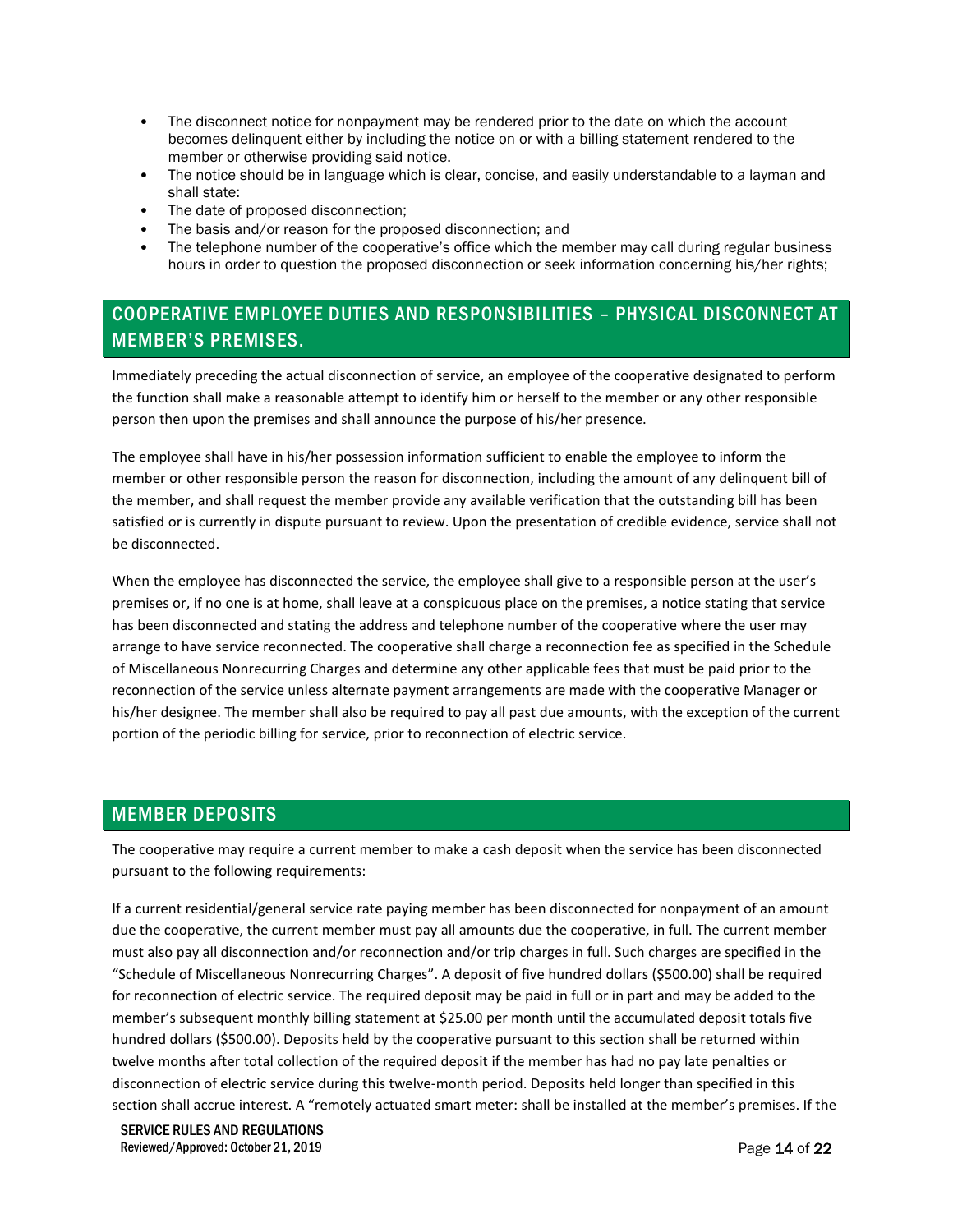- The disconnect notice for nonpayment may be rendered prior to the date on which the account becomes delinquent either by including the notice on or with a billing statement rendered to the member or otherwise providing said notice.
- The notice should be in language which is clear, concise, and easily understandable to a layman and shall state:
- The date of proposed disconnection;
- The basis and/or reason for the proposed disconnection; and
- The telephone number of the cooperative's office which the member may call during regular business hours in order to question the proposed disconnection or seek information concerning his/her rights;

## COOPERATIVE EMPLOYEE DUTIES AND RESPONSIBILITIES – PHYSICAL DISCONNECT AT MEMBER'S PREMISES.

Immediately preceding the actual disconnection of service, an employee of the cooperative designated to perform the function shall make a reasonable attempt to identify him or herself to the member or any other responsible person then upon the premises and shall announce the purpose of his/her presence.

The employee shall have in his/her possession information sufficient to enable the employee to inform the member or other responsible person the reason for disconnection, including the amount of any delinquent bill of the member, and shall request the member provide any available verification that the outstanding bill has been satisfied or is currently in dispute pursuant to review. Upon the presentation of credible evidence, service shall not be disconnected.

When the employee has disconnected the service, the employee shall give to a responsible person at the user's premises or, if no one is at home, shall leave at a conspicuous place on the premises, a notice stating that service has been disconnected and stating the address and telephone number of the cooperative where the user may arrange to have service reconnected. The cooperative shall charge a reconnection fee as specified in the Schedule of Miscellaneous Nonrecurring Charges and determine any other applicable fees that must be paid prior to the reconnection of the service unless alternate payment arrangements are made with the cooperative Manager or his/her designee. The member shall also be required to pay all past due amounts, with the exception of the current portion of the periodic billing for service, prior to reconnection of electric service.

## MEMBER DEPOSITS

The cooperative may require a current member to make a cash deposit when the service has been disconnected pursuant to the following requirements:

If a current residential/general service rate paying member has been disconnected for nonpayment of an amount due the cooperative, the current member must pay all amounts due the cooperative, in full. The current member must also pay all disconnection and/or reconnection and/or trip charges in full. Such charges are specified in the "Schedule of Miscellaneous Nonrecurring Charges". A deposit of five hundred dollars ($500.00) shall be required for reconnection of electric service. The required deposit may be paid in full or in part and may be added to the member's subsequent monthly billing statement at $25.00 per month until the accumulated deposit totals five hundred dollars ($500.00). Deposits held by the cooperative pursuant to this section shall be returned within twelve months after total collection of the required deposit if the member has had no pay late penalties or disconnection of electric service during this twelve-month period. Deposits held longer than specified in this section shall accrue interest. A "remotely actuated smart meter: shall be installed at the member's premises. If the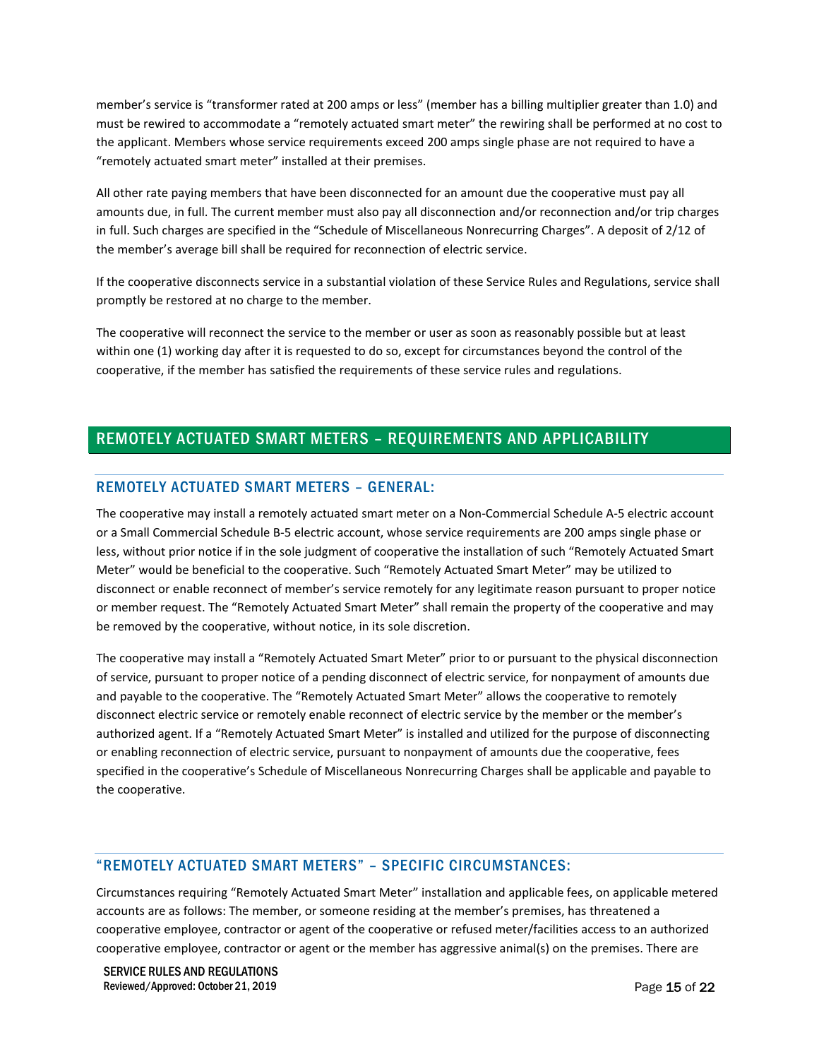member's service is "transformer rated at 200 amps or less" (member has a billing multiplier greater than 1.0) and must be rewired to accommodate a "remotely actuated smart meter" the rewiring shall be performed at no cost to the applicant. Members whose service requirements exceed 200 amps single phase are not required to have a "remotely actuated smart meter" installed at their premises.

All other rate paying members that have been disconnected for an amount due the cooperative must pay all amounts due, in full. The current member must also pay all disconnection and/or reconnection and/or trip charges in full. Such charges are specified in the "Schedule of Miscellaneous Nonrecurring Charges". A deposit of 2/12 of the member's average bill shall be required for reconnection of electric service.

If the cooperative disconnects service in a substantial violation of these Service Rules and Regulations, service shall promptly be restored at no charge to the member.

The cooperative will reconnect the service to the member or user as soon as reasonably possible but at least within one (1) working day after it is requested to do so, except for circumstances beyond the control of the cooperative, if the member has satisfied the requirements of these service rules and regulations.

## REMOTELY ACTUATED SMART METERS – REQUIREMENTS AND APPLICABILITY

### REMOTELY ACTUATED SMART METERS – GENERAL:

The cooperative may install a remotely actuated smart meter on a Non-Commercial Schedule A-5 electric account or a Small Commercial Schedule B-5 electric account, whose service requirements are 200 amps single phase or less, without prior notice if in the sole judgment of cooperative the installation of such "Remotely Actuated Smart Meter" would be beneficial to the cooperative. Such "Remotely Actuated Smart Meter" may be utilized to disconnect or enable reconnect of member's service remotely for any legitimate reason pursuant to proper notice or member request. The "Remotely Actuated Smart Meter" shall remain the property of the cooperative and may be removed by the cooperative, without notice, in its sole discretion.

The cooperative may install a "Remotely Actuated Smart Meter" prior to or pursuant to the physical disconnection of service, pursuant to proper notice of a pending disconnect of electric service, for nonpayment of amounts due and payable to the cooperative. The "Remotely Actuated Smart Meter" allows the cooperative to remotely disconnect electric service or remotely enable reconnect of electric service by the member or the member's authorized agent. If a "Remotely Actuated Smart Meter" is installed and utilized for the purpose of disconnecting or enabling reconnection of electric service, pursuant to nonpayment of amounts due the cooperative, fees specified in the cooperative's Schedule of Miscellaneous Nonrecurring Charges shall be applicable and payable to the cooperative.

### "REMOTELY ACTUATED SMART METERS" – SPECIFIC CIRCUMSTANCES:

Circumstances requiring "Remotely Actuated Smart Meter" installation and applicable fees, on applicable metered accounts are as follows: The member, or someone residing at the member's premises, has threatened a cooperative employee, contractor or agent of the cooperative or refused meter/facilities access to an authorized cooperative employee, contractor or agent or the member has aggressive animal(s) on the premises. There are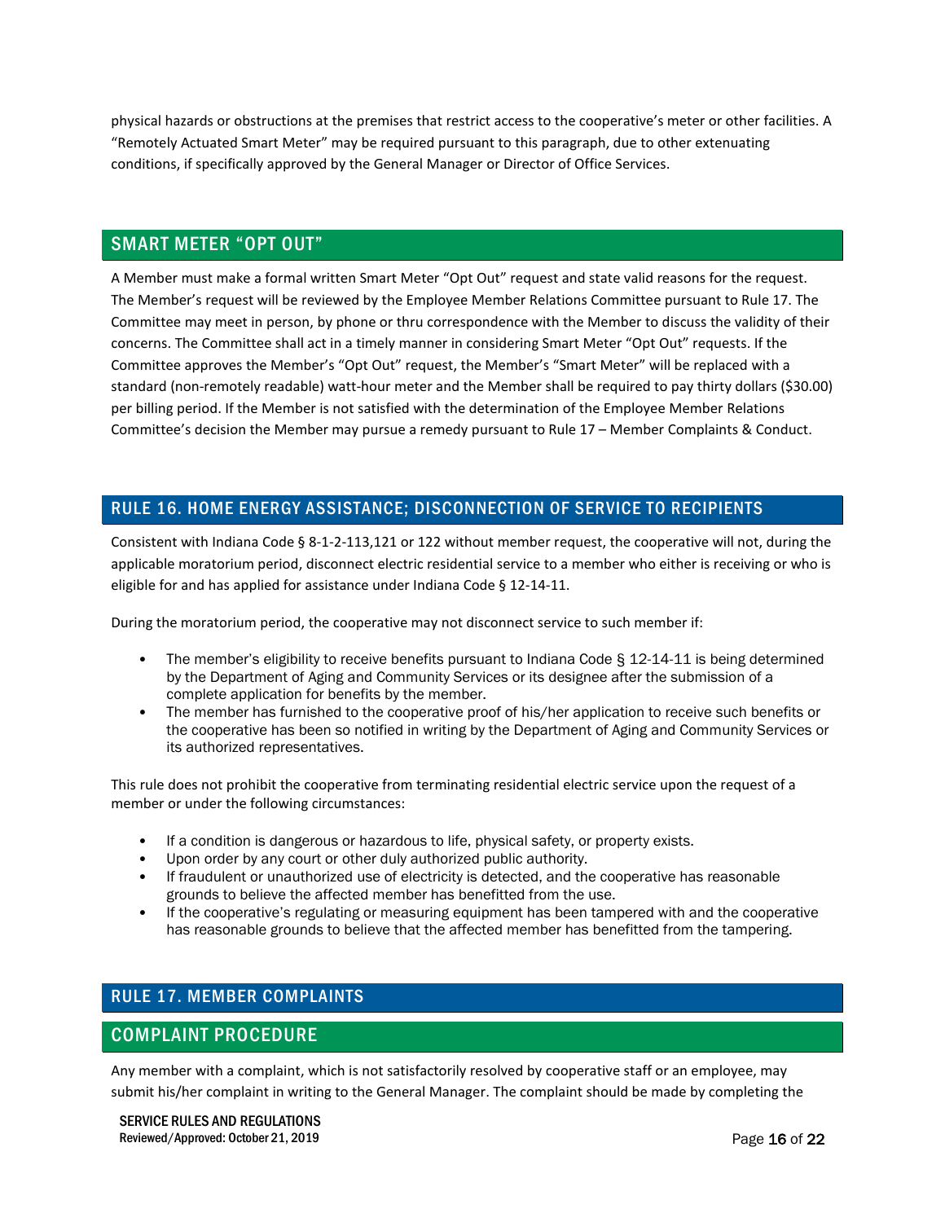physical hazards or obstructions at the premises that restrict access to the cooperative's meter or other facilities. A "Remotely Actuated Smart Meter" may be required pursuant to this paragraph, due to other extenuating conditions, if specifically approved by the General Manager or Director of Office Services.

## SMART METER "OPT OUT"

A Member must make a formal written Smart Meter "Opt Out" request and state valid reasons for the request. The Member's request will be reviewed by the Employee Member Relations Committee pursuant to Rule 17. The Committee may meet in person, by phone or thru correspondence with the Member to discuss the validity of their concerns. The Committee shall act in a timely manner in considering Smart Meter "Opt Out" requests. If the Committee approves the Member's "Opt Out" request, the Member's "Smart Meter" will be replaced with a standard (non-remotely readable) watt-hour meter and the Member shall be required to pay thirty dollars ($30.00) per billing period. If the Member is not satisfied with the determination of the Employee Member Relations Committee's decision the Member may pursue a remedy pursuant to Rule 17 – Member Complaints & Conduct.

## RULE 16. HOME ENERGY ASSISTANCE; DISCONNECTION OF SERVICE TO RECIPIENTS

Consistent with Indiana Code § 8-1-2-113,121 or 122 without member request, the cooperative will not, during the applicable moratorium period, disconnect electric residential service to a member who either is receiving or who is eligible for and has applied for assistance under Indiana Code § 12-14-11.

During the moratorium period, the cooperative may not disconnect service to such member if:

- The member's eligibility to receive benefits pursuant to Indiana Code § 12-14-11 is being determined by the Department of Aging and Community Services or its designee after the submission of a complete application for benefits by the member.
- The member has furnished to the cooperative proof of his/her application to receive such benefits or the cooperative has been so notified in writing by the Department of Aging and Community Services or its authorized representatives.

This rule does not prohibit the cooperative from terminating residential electric service upon the request of a member or under the following circumstances:

- If a condition is dangerous or hazardous to life, physical safety, or property exists.
- Upon order by any court or other duly authorized public authority.
- If fraudulent or unauthorized use of electricity is detected, and the cooperative has reasonable grounds to believe the affected member has benefitted from the use.
- If the cooperative's regulating or measuring equipment has been tampered with and the cooperative has reasonable grounds to believe that the affected member has benefitted from the tampering.

## RULE 17. MEMBER COMPLAINTS

## COMPLAINT PROCEDURE

Any member with a complaint, which is not satisfactorily resolved by cooperative staff or an employee, may submit his/her complaint in writing to the General Manager. The complaint should be made by completing the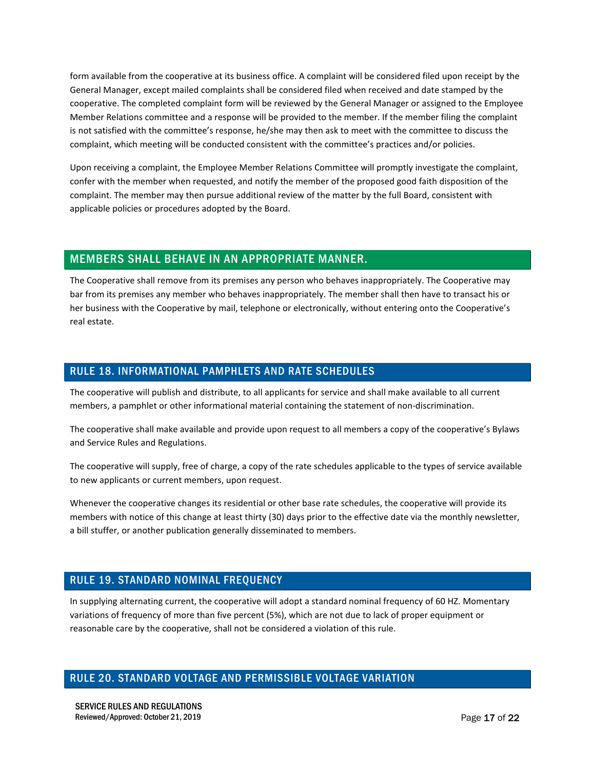form available from the cooperative at its business office. A complaint will be considered filed upon receipt by the General Manager, except mailed complaints shall be considered filed when received and date stamped by the cooperative. The completed complaint form will be reviewed by the General Manager or assigned to the Employee Member Relations committee and a response will be provided to the member. If the member filing the complaint is not satisfied with the committee's response, he/she may then ask to meet with the committee to discuss the complaint, which meeting will be conducted consistent with the committee's practices and/or policies.

Upon receiving a complaint, the Employee Member Relations Committee will promptly investigate the complaint, confer with the member when requested, and notify the member of the proposed good faith disposition of the complaint. The member may then pursue additional review of the matter by the full Board, consistent with applicable policies or procedures adopted by the Board.

## MEMBERS SHALL BEHAVE IN AN APPROPRIATE MANNER.

The Cooperative shall remove from its premises any person who behaves inappropriately. The Cooperative may bar from its premises any member who behaves inappropriately. The member shall then have to transact his or her business with the Cooperative by mail, telephone or electronically, without entering onto the Cooperative's real estate.

## RULE 18. INFORMATIONAL PAMPHLETS AND RATE SCHEDULES

The cooperative will publish and distribute, to all applicants for service and shall make available to all current members, a pamphlet or other informational material containing the statement of non-discrimination.

The cooperative shall make available and provide upon request to all members a copy of the cooperative's Bylaws and Service Rules and Regulations.

The cooperative will supply, free of charge, a copy of the rate schedules applicable to the types of service available to new applicants or current members, upon request.

Whenever the cooperative changes its residential or other base rate schedules, the cooperative will provide its members with notice of this change at least thirty (30) days prior to the effective date via the monthly newsletter, a bill stuffer, or another publication generally disseminated to members.

## RULE 19. STANDARD NOMINAL FREQUENCY

In supplying alternating current, the cooperative will adopt a standard nominal frequency of 60 HZ. Momentary variations of frequency of more than five percent (5%), which are not due to lack of proper equipment or reasonable care by the cooperative, shall not be considered a violation of this rule.

## RULE 20. STANDARD VOLTAGE AND PERMISSIBLE VOLTAGE VARIATION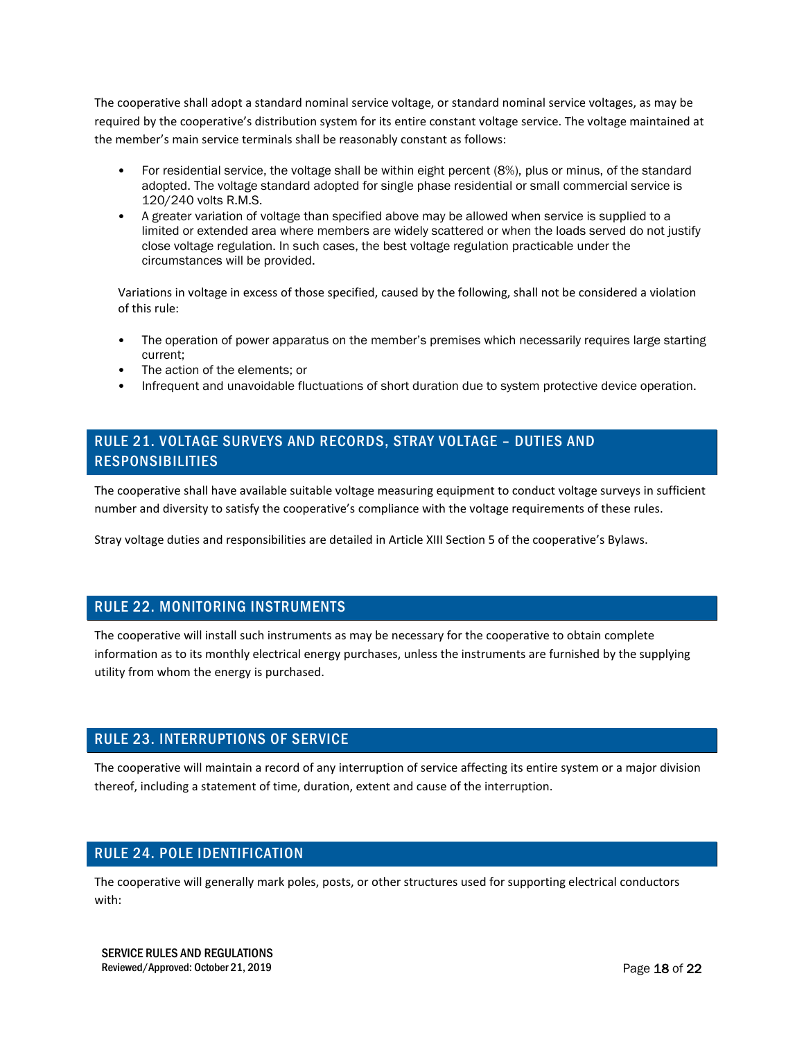The cooperative shall adopt a standard nominal service voltage, or standard nominal service voltages, as may be required by the cooperative's distribution system for its entire constant voltage service. The voltage maintained at the member's main service terminals shall be reasonably constant as follows:

- For residential service, the voltage shall be within eight percent (8%), plus or minus, of the standard adopted. The voltage standard adopted for single phase residential or small commercial service is 120/240 volts R.M.S.
- A greater variation of voltage than specified above may be allowed when service is supplied to a limited or extended area where members are widely scattered or when the loads served do not justify close voltage regulation. In such cases, the best voltage regulation practicable under the circumstances will be provided.

Variations in voltage in excess of those specified, caused by the following, shall not be considered a violation of this rule:

- The operation of power apparatus on the member's premises which necessarily requires large starting current;
- The action of the elements; or
- Infrequent and unavoidable fluctuations of short duration due to system protective device operation.

## RULE 21. VOLTAGE SURVEYS AND RECORDS, STRAY VOLTAGE – DUTIES AND RESPONSIBILITIES

The cooperative shall have available suitable voltage measuring equipment to conduct voltage surveys in sufficient number and diversity to satisfy the cooperative's compliance with the voltage requirements of these rules.

Stray voltage duties and responsibilities are detailed in Article XIII Section 5 of the cooperative's Bylaws.

## RULE 22. MONITORING INSTRUMENTS

The cooperative will install such instruments as may be necessary for the cooperative to obtain complete information as to its monthly electrical energy purchases, unless the instruments are furnished by the supplying utility from whom the energy is purchased.

## RULE 23. INTERRUPTIONS OF SERVICE

The cooperative will maintain a record of any interruption of service affecting its entire system or a major division thereof, including a statement of time, duration, extent and cause of the interruption.

## RULE 24. POLE IDENTIFICATION

The cooperative will generally mark poles, posts, or other structures used for supporting electrical conductors with: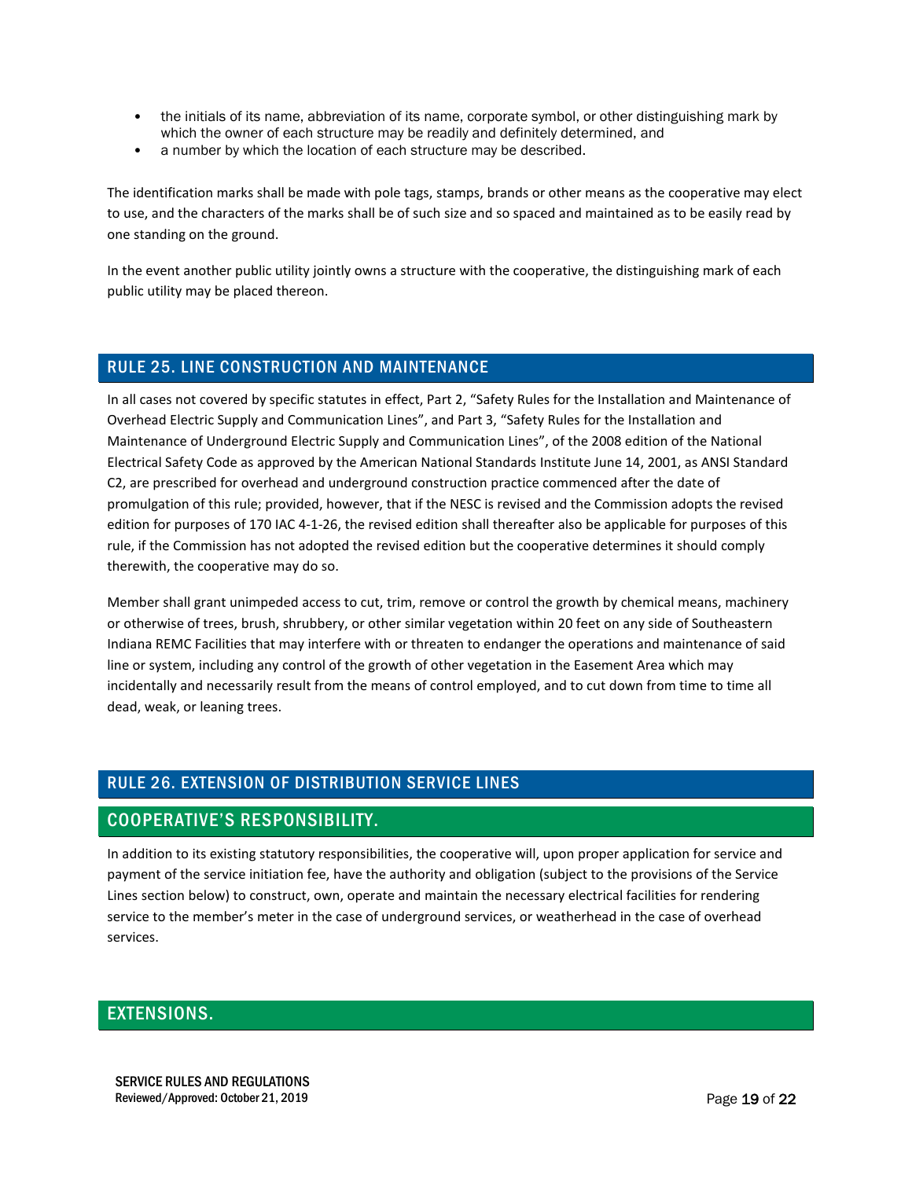- the initials of its name, abbreviation of its name, corporate symbol, or other distinguishing mark by which the owner of each structure may be readily and definitely determined, and
- a number by which the location of each structure may be described.

The identification marks shall be made with pole tags, stamps, brands or other means as the cooperative may elect to use, and the characters of the marks shall be of such size and so spaced and maintained as to be easily read by one standing on the ground.

In the event another public utility jointly owns a structure with the cooperative, the distinguishing mark of each public utility may be placed thereon.

## RULE 25. LINE CONSTRUCTION AND MAINTENANCE

In all cases not covered by specific statutes in effect, Part 2, "Safety Rules for the Installation and Maintenance of Overhead Electric Supply and Communication Lines", and Part 3, "Safety Rules for the Installation and Maintenance of Underground Electric Supply and Communication Lines", of the 2008 edition of the National Electrical Safety Code as approved by the American National Standards Institute June 14, 2001, as ANSI Standard C2, are prescribed for overhead and underground construction practice commenced after the date of promulgation of this rule; provided, however, that if the NESC is revised and the Commission adopts the revised edition for purposes of 170 IAC 4-1-26, the revised edition shall thereafter also be applicable for purposes of this rule, if the Commission has not adopted the revised edition but the cooperative determines it should comply therewith, the cooperative may do so.

Member shall grant unimpeded access to cut, trim, remove or control the growth by chemical means, machinery or otherwise of trees, brush, shrubbery, or other similar vegetation within 20 feet on any side of Southeastern Indiana REMC Facilities that may interfere with or threaten to endanger the operations and maintenance of said line or system, including any control of the growth of other vegetation in the Easement Area which may incidentally and necessarily result from the means of control employed, and to cut down from time to time all dead, weak, or leaning trees.

## RULE 26. EXTENSION OF DISTRIBUTION SERVICE LINES

### COOPERATIVE'S RESPONSIBILITY.

In addition to its existing statutory responsibilities, the cooperative will, upon proper application for service and payment of the service initiation fee, have the authority and obligation (subject to the provisions of the Service Lines section below) to construct, own, operate and maintain the necessary electrical facilities for rendering service to the member's meter in the case of underground services, or weatherhead in the case of overhead services.

### EXTENSIONS.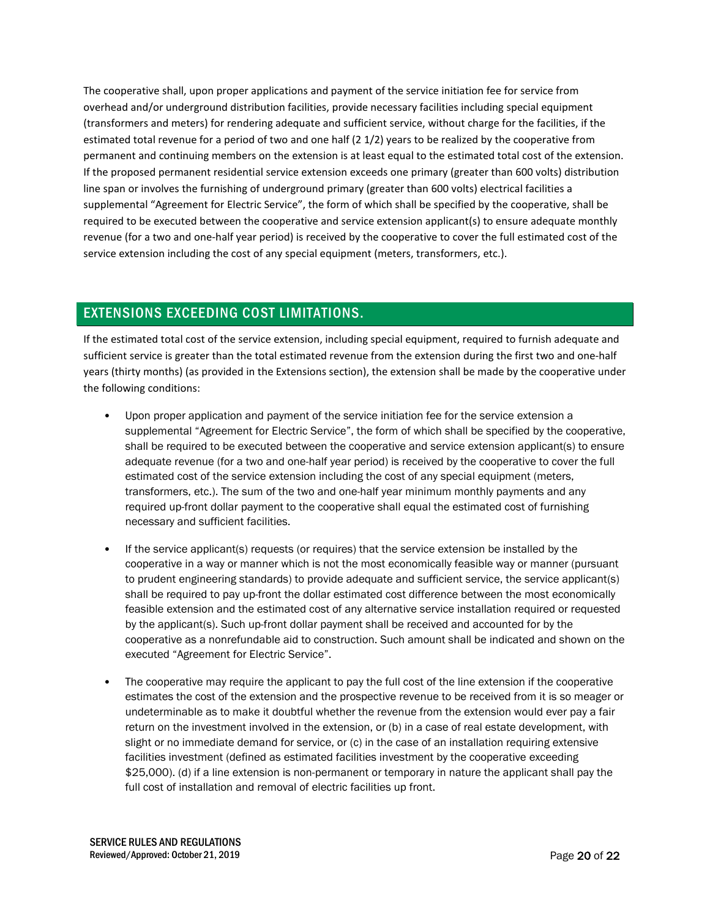The cooperative shall, upon proper applications and payment of the service initiation fee for service from overhead and/or underground distribution facilities, provide necessary facilities including special equipment (transformers and meters) for rendering adequate and sufficient service, without charge for the facilities, if the estimated total revenue for a period of two and one half (2 1/2) years to be realized by the cooperative from permanent and continuing members on the extension is at least equal to the estimated total cost of the extension. If the proposed permanent residential service extension exceeds one primary (greater than 600 volts) distribution line span or involves the furnishing of underground primary (greater than 600 volts) electrical facilities a supplemental "Agreement for Electric Service", the form of which shall be specified by the cooperative, shall be required to be executed between the cooperative and service extension applicant(s) to ensure adequate monthly revenue (for a two and one-half year period) is received by the cooperative to cover the full estimated cost of the service extension including the cost of any special equipment (meters, transformers, etc.).

## EXTENSIONS EXCEEDING COST LIMITATIONS.

If the estimated total cost of the service extension, including special equipment, required to furnish adequate and sufficient service is greater than the total estimated revenue from the extension during the first two and one-half years (thirty months) (as provided in the Extensions section), the extension shall be made by the cooperative under the following conditions:

- Upon proper application and payment of the service initiation fee for the service extension a supplemental "Agreement for Electric Service", the form of which shall be specified by the cooperative, shall be required to be executed between the cooperative and service extension applicant(s) to ensure adequate revenue (for a two and one-half year period) is received by the cooperative to cover the full estimated cost of the service extension including the cost of any special equipment (meters, transformers, etc.). The sum of the two and one-half year minimum monthly payments and any required up-front dollar payment to the cooperative shall equal the estimated cost of furnishing necessary and sufficient facilities.

- If the service applicant(s) requests (or requires) that the service extension be installed by the cooperative in a way or manner which is not the most economically feasible way or manner (pursuant to prudent engineering standards) to provide adequate and sufficient service, the service applicant(s) shall be required to pay up-front the dollar estimated cost difference between the most economically feasible extension and the estimated cost of any alternative service installation required or requested by the applicant(s). Such up-front dollar payment shall be received and accounted for by the cooperative as a nonrefundable aid to construction. Such amount shall be indicated and shown on the executed "Agreement for Electric Service".

- The cooperative may require the applicant to pay the full cost of the line extension if the cooperative estimates the cost of the extension and the prospective revenue to be received from it is so meager or undeterminable as to make it doubtful whether the revenue from the extension would ever pay a fair return on the investment involved in the extension, or (b) in a case of real estate development, with slight or no immediate demand for service, or (c) in the case of an installation requiring extensive facilities investment (defined as estimated facilities investment by the cooperative exceeding $25,000). (d) if a line extension is non-permanent or temporary in nature the applicant shall pay the full cost of installation and removal of electric facilities up front.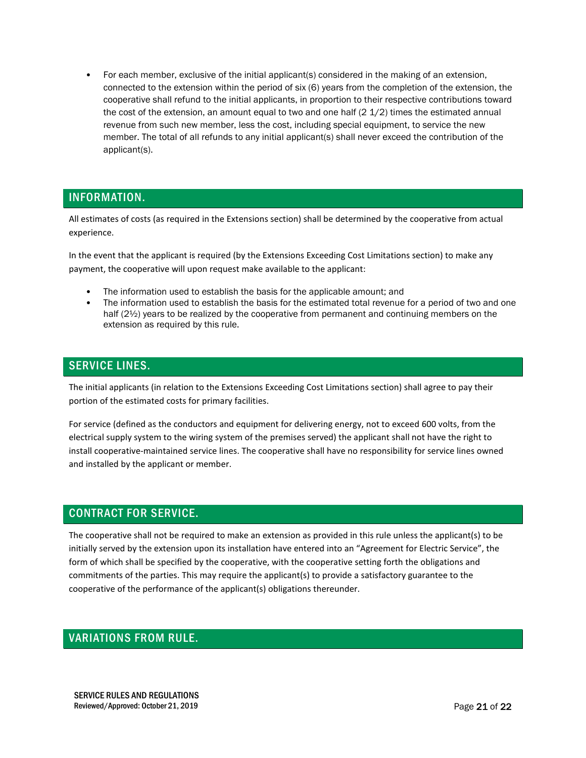- For each member, exclusive of the initial applicant(s) considered in the making of an extension, connected to the extension within the period of six (6) years from the completion of the extension, the cooperative shall refund to the initial applicants, in proportion to their respective contributions toward the cost of the extension, an amount equal to two and one half (2 1/2) times the estimated annual revenue from such new member, less the cost, including special equipment, to service the new member. The total of all refunds to any initial applicant(s) shall never exceed the contribution of the applicant(s).

## INFORMATION.

All estimates of costs (as required in the Extensions section) shall be determined by the cooperative from actual experience.

In the event that the applicant is required (by the Extensions Exceeding Cost Limitations section) to make any payment, the cooperative will upon request make available to the applicant:

- The information used to establish the basis for the applicable amount; and
- The information used to establish the basis for the estimated total revenue for a period of two and one half (2½) years to be realized by the cooperative from permanent and continuing members on the extension as required by this rule.

## SERVICE LINES.

The initial applicants (in relation to the Extensions Exceeding Cost Limitations section) shall agree to pay their portion of the estimated costs for primary facilities.

For service (defined as the conductors and equipment for delivering energy, not to exceed 600 volts, from the electrical supply system to the wiring system of the premises served) the applicant shall not have the right to install cooperative-maintained service lines. The cooperative shall have no responsibility for service lines owned and installed by the applicant or member.

## CONTRACT FOR SERVICE.

The cooperative shall not be required to make an extension as provided in this rule unless the applicant(s) to be initially served by the extension upon its installation have entered into an "Agreement for Electric Service", the form of which shall be specified by the cooperative, with the cooperative setting forth the obligations and commitments of the parties. This may require the applicant(s) to provide a satisfactory guarantee to the cooperative of the performance of the applicant(s) obligations thereunder.

## VARIATIONS FROM RULE.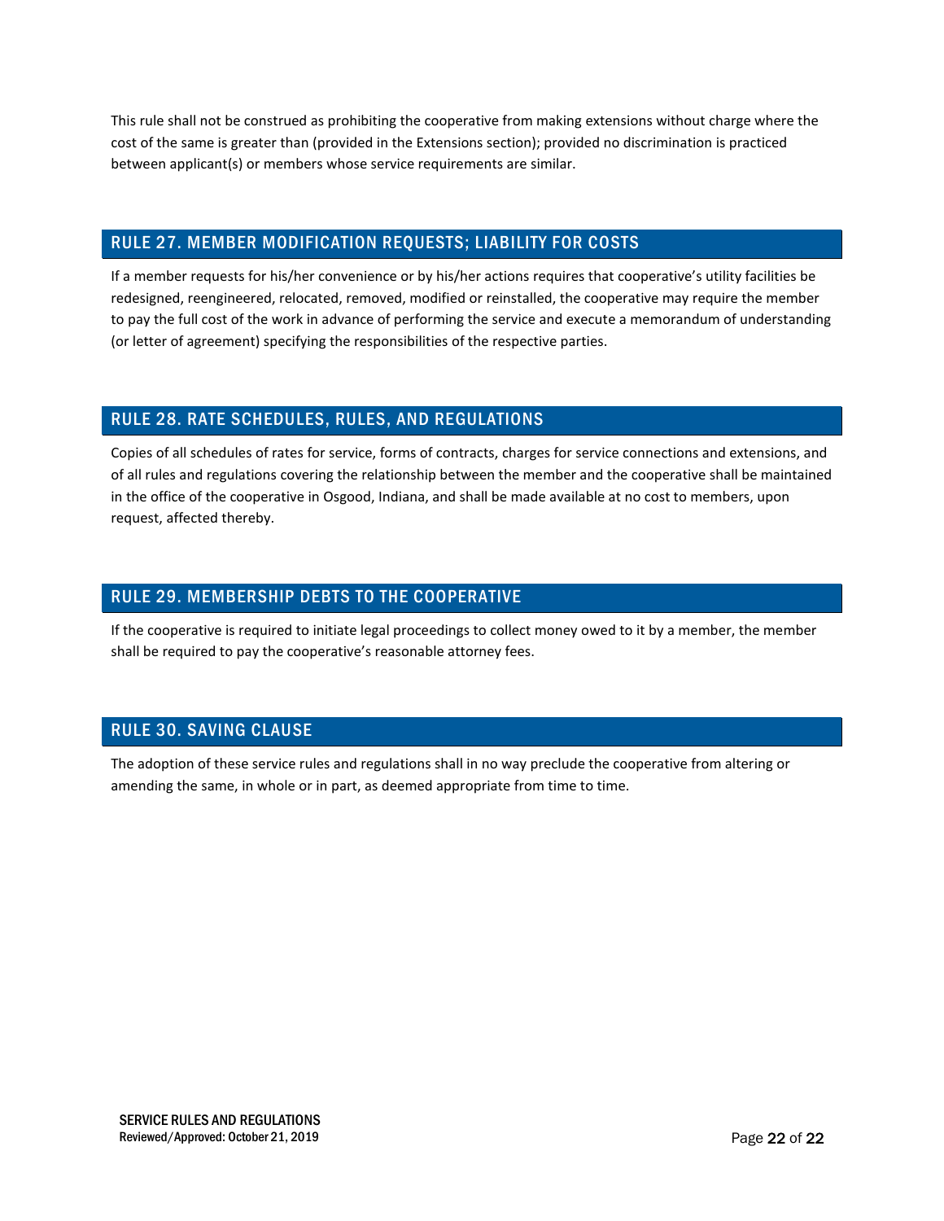This rule shall not be construed as prohibiting the cooperative from making extensions without charge where the cost of the same is greater than (provided in the Extensions section); provided no discrimination is practiced between applicant(s) or members whose service requirements are similar.

## RULE 27. MEMBER MODIFICATION REQUESTS; LIABILITY FOR COSTS

If a member requests for his/her convenience or by his/her actions requires that cooperative's utility facilities be redesigned, reengineered, relocated, removed, modified or reinstalled, the cooperative may require the member to pay the full cost of the work in advance of performing the service and execute a memorandum of understanding (or letter of agreement) specifying the responsibilities of the respective parties.

## RULE 28. RATE SCHEDULES, RULES, AND REGULATIONS

Copies of all schedules of rates for service, forms of contracts, charges for service connections and extensions, and of all rules and regulations covering the relationship between the member and the cooperative shall be maintained in the office of the cooperative in Osgood, Indiana, and shall be made available at no cost to members, upon request, affected thereby.

## RULE 29. MEMBERSHIP DEBTS TO THE COOPERATIVE

If the cooperative is required to initiate legal proceedings to collect money owed to it by a member, the member shall be required to pay the cooperative's reasonable attorney fees.

## RULE 30. SAVING CLAUSE

The adoption of these service rules and regulations shall in no way preclude the cooperative from altering or amending the same, in whole or in part, as deemed appropriate from time to time.